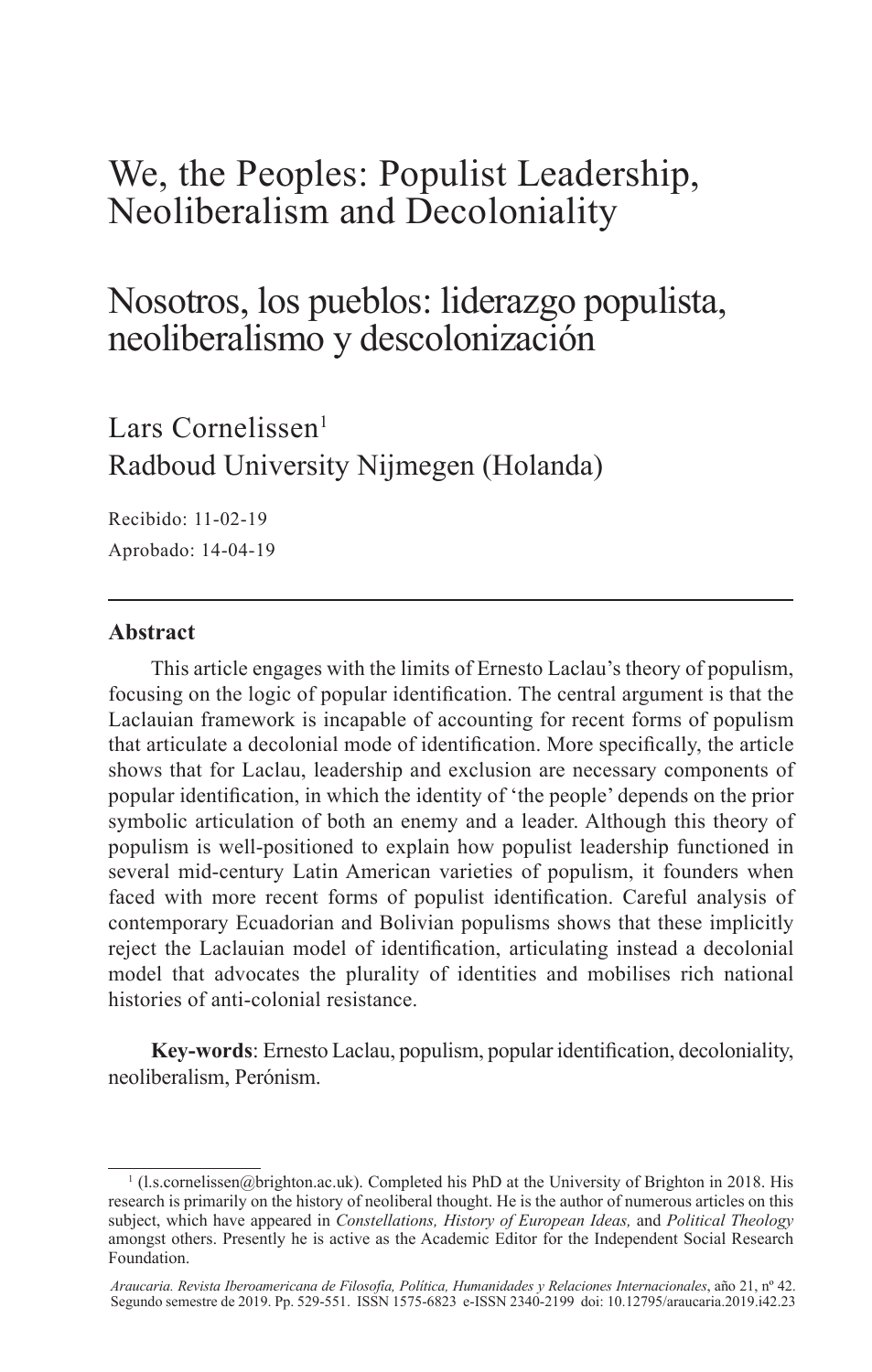# We, the Peoples: Populist Leadership, Neoliberalism and Decoloniality

# Nosotros, los pueblos: liderazgo populista, neoliberalismo y descolonización

Lars Cornelissen[1]
Radboud University Nijmegen (Holanda)

Recibido: 11-02-19
Aprobado: 14-04-19

---

**Abstract**

This article engages with the limits of Ernesto Laclau's theory of populism, focusing on the logic of popular identification. The central argument is that the Laclauian framework is incapable of accounting for recent forms of populism that articulate a decolonial mode of identification. More specifically, the article shows that for Laclau, leadership and exclusion are necessary components of popular identification, in which the identity of 'the people' depends on the prior symbolic articulation of both an enemy and a leader. Although this theory of populism is well-positioned to explain how populist leadership functioned in several mid-century Latin American varieties of populism, it founders when faced with more recent forms of populist identification. Careful analysis of contemporary Ecuadorian and Bolivian populisms shows that these implicitly reject the Laclauian model of identification, articulating instead a decolonial model that advocates the plurality of identities and mobilises rich national histories of anti-colonial resistance.

**Key-words**: Ernesto Laclau, populism, popular identification, decoloniality, neoliberalism, Perónism.

---

[1] (l.s.cornelissen@brighton.ac.uk). Completed his PhD at the University of Brighton in 2018. His research is primarily on the history of neoliberal thought. He is the author of numerous articles on this subject, which have appeared in *Constellations, History of European Ideas,* and *Political Theology* amongst others. Presently he is active as the Academic Editor for the Independent Social Research Foundation.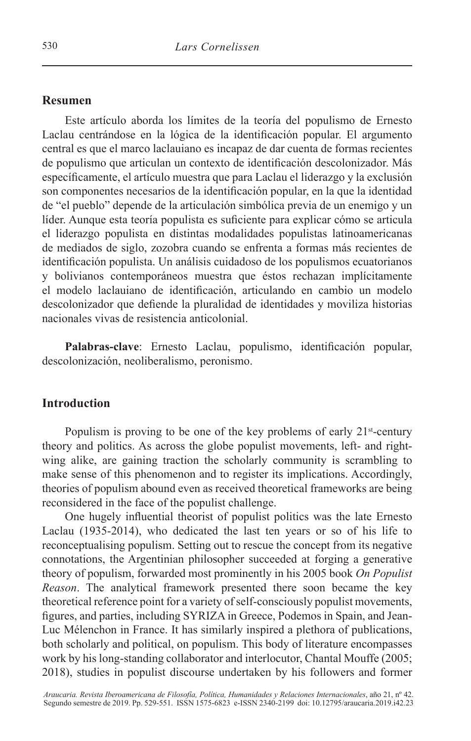## Resumen

Este artículo aborda los límites de la teoría del populismo de Ernesto Laclau centrándose en la lógica de la identificación popular. El argumento central es que el marco laclauiano es incapaz de dar cuenta de formas recientes de populismo que articulan un contexto de identificación descolonizador. Más específicamente, el artículo muestra que para Laclau el liderazgo y la exclusión son componentes necesarios de la identificación popular, en la que la identidad de "el pueblo" depende de la articulación simbólica previa de un enemigo y un líder. Aunque esta teoría populista es suficiente para explicar cómo se articula el liderazgo populista en distintas modalidades populistas latinoamericanas de mediados de siglo, zozobra cuando se enfrenta a formas más recientes de identificación populista. Un análisis cuidadoso de los populismos ecuatorianos y bolivianos contemporáneos muestra que éstos rechazan implícitamente el modelo laclauiano de identificación, articulando en cambio un modelo descolonizador que defiende la pluralidad de identidades y moviliza historias nacionales vivas de resistencia anticolonial.

**Palabras-clave**: Ernesto Laclau, populismo, identificación popular, descolonización, neoliberalismo, peronismo.

## Introduction

Populism is proving to be one of the key problems of early 21st-century theory and politics. As across the globe populist movements, left- and right-wing alike, are gaining traction the scholarly community is scrambling to make sense of this phenomenon and to register its implications. Accordingly, theories of populism abound even as received theoretical frameworks are being reconsidered in the face of the populist challenge.

One hugely influential theorist of populist politics was the late Ernesto Laclau (1935-2014), who dedicated the last ten years or so of his life to reconceptualising populism. Setting out to rescue the concept from its negative connotations, the Argentinian philosopher succeeded at forging a generative theory of populism, forwarded most prominently in his 2005 book *On Populist Reason*. The analytical framework presented there soon became the key theoretical reference point for a variety of self-consciously populist movements, figures, and parties, including SYRIZA in Greece, Podemos in Spain, and Jean-Luc Mélenchon in France. It has similarly inspired a plethora of publications, both scholarly and political, on populism. This body of literature encompasses work by his long-standing collaborator and interlocutor, Chantal Mouffe (2005; 2018), studies in populist discourse undertaken by his followers and former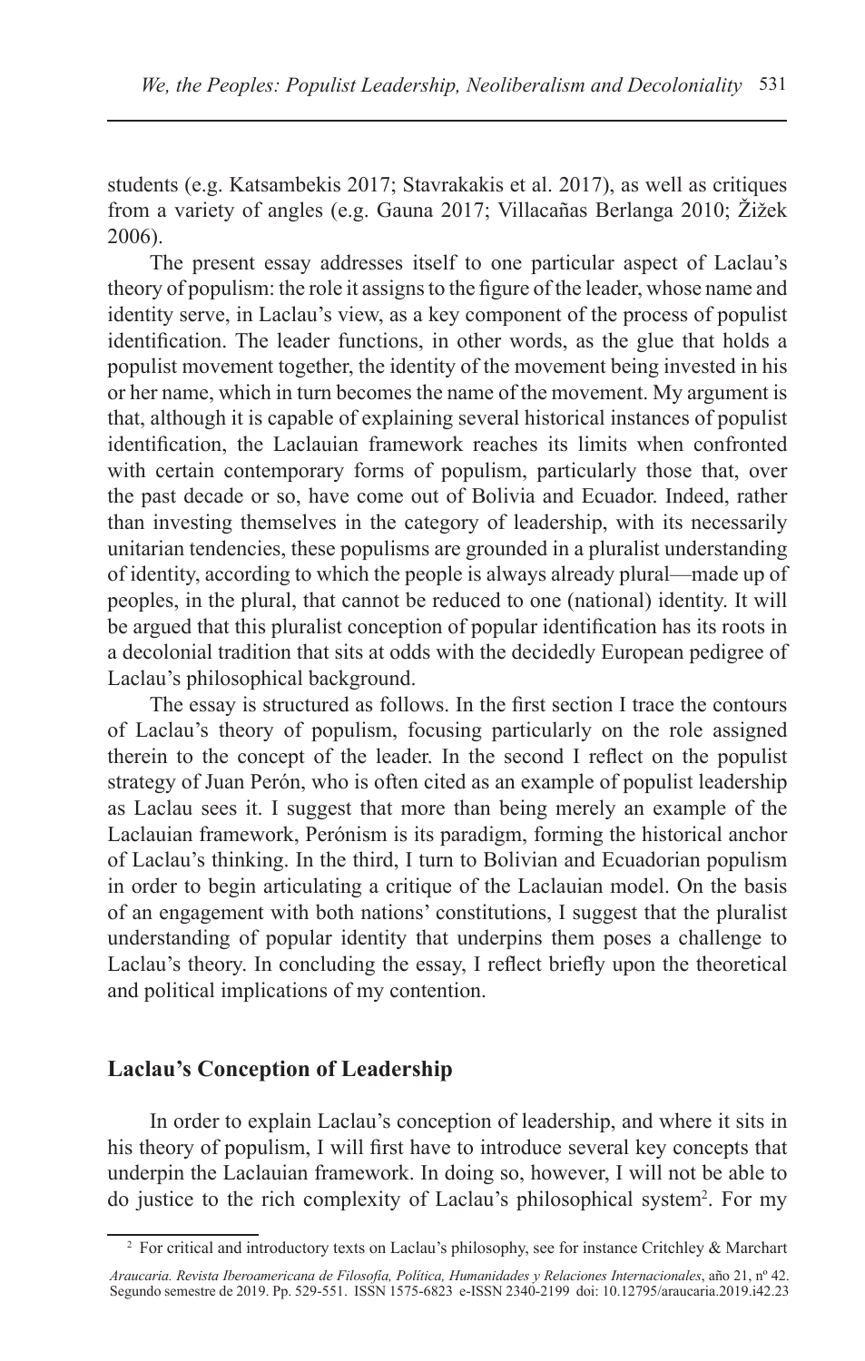students (e.g. Katsambekis 2017; Stavrakakis et al. 2017), as well as critiques from a variety of angles (e.g. Gauna 2017; Villacañas Berlanga 2010; Žižek 2006).

The present essay addresses itself to one particular aspect of Laclau's theory of populism: the role it assigns to the figure of the leader, whose name and identity serve, in Laclau's view, as a key component of the process of populist identification. The leader functions, in other words, as the glue that holds a populist movement together, the identity of the movement being invested in his or her name, which in turn becomes the name of the movement. My argument is that, although it is capable of explaining several historical instances of populist identification, the Laclauian framework reaches its limits when confronted with certain contemporary forms of populism, particularly those that, over the past decade or so, have come out of Bolivia and Ecuador. Indeed, rather than investing themselves in the category of leadership, with its necessarily unitarian tendencies, these populisms are grounded in a pluralist understanding of identity, according to which the people is always already plural—made up of peoples, in the plural, that cannot be reduced to one (national) identity. It will be argued that this pluralist conception of popular identification has its roots in a decolonial tradition that sits at odds with the decidedly European pedigree of Laclau's philosophical background.

The essay is structured as follows. In the first section I trace the contours of Laclau's theory of populism, focusing particularly on the role assigned therein to the concept of the leader. In the second I reflect on the populist strategy of Juan Perón, who is often cited as an example of populist leadership as Laclau sees it. I suggest that more than being merely an example of the Laclauian framework, Perónism is its paradigm, forming the historical anchor of Laclau's thinking. In the third, I turn to Bolivian and Ecuadorian populism in order to begin articulating a critique of the Laclauian model. On the basis of an engagement with both nations' constitutions, I suggest that the pluralist understanding of popular identity that underpins them poses a challenge to Laclau's theory. In concluding the essay, I reflect briefly upon the theoretical and political implications of my contention.

## Laclau's Conception of Leadership

In order to explain Laclau's conception of leadership, and where it sits in his theory of populism, I will first have to introduce several key concepts that underpin the Laclauian framework. In doing so, however, I will not be able to do justice to the rich complexity of Laclau's philosophical system[2]. For my

[2] For critical and introductory texts on Laclau's philosophy, see for instance Critchley & Marchart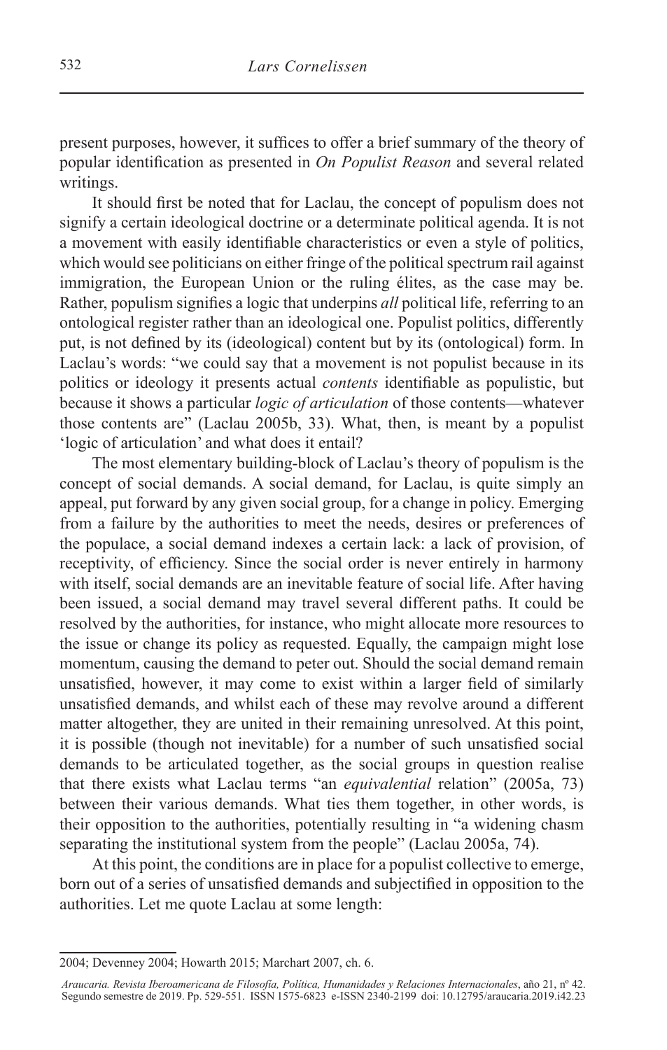present purposes, however, it suffices to offer a brief summary of the theory of popular identification as presented in *On Populist Reason* and several related writings.

It should first be noted that for Laclau, the concept of populism does not signify a certain ideological doctrine or a determinate political agenda. It is not a movement with easily identifiable characteristics or even a style of politics, which would see politicians on either fringe of the political spectrum rail against immigration, the European Union or the ruling élites, as the case may be. Rather, populism signifies a logic that underpins *all* political life, referring to an ontological register rather than an ideological one. Populist politics, differently put, is not defined by its (ideological) content but by its (ontological) form. In Laclau's words: "we could say that a movement is not populist because in its politics or ideology it presents actual *contents* identifiable as populistic, but because it shows a particular *logic of articulation* of those contents—whatever those contents are" (Laclau 2005b, 33). What, then, is meant by a populist 'logic of articulation' and what does it entail?

The most elementary building-block of Laclau's theory of populism is the concept of social demands. A social demand, for Laclau, is quite simply an appeal, put forward by any given social group, for a change in policy. Emerging from a failure by the authorities to meet the needs, desires or preferences of the populace, a social demand indexes a certain lack: a lack of provision, of receptivity, of efficiency. Since the social order is never entirely in harmony with itself, social demands are an inevitable feature of social life. After having been issued, a social demand may travel several different paths. It could be resolved by the authorities, for instance, who might allocate more resources to the issue or change its policy as requested. Equally, the campaign might lose momentum, causing the demand to peter out. Should the social demand remain unsatisfied, however, it may come to exist within a larger field of similarly unsatisfied demands, and whilst each of these may revolve around a different matter altogether, they are united in their remaining unresolved. At this point, it is possible (though not inevitable) for a number of such unsatisfied social demands to be articulated together, as the social groups in question realise that there exists what Laclau terms "an *equivalential* relation" (2005a, 73) between their various demands. What ties them together, in other words, is their opposition to the authorities, potentially resulting in "a widening chasm separating the institutional system from the people" (Laclau 2005a, 74).

At this point, the conditions are in place for a populist collective to emerge, born out of a series of unsatisfied demands and subjectified in opposition to the authorities. Let me quote Laclau at some length:

2004; Devenney 2004; Howarth 2015; Marchart 2007, ch. 6.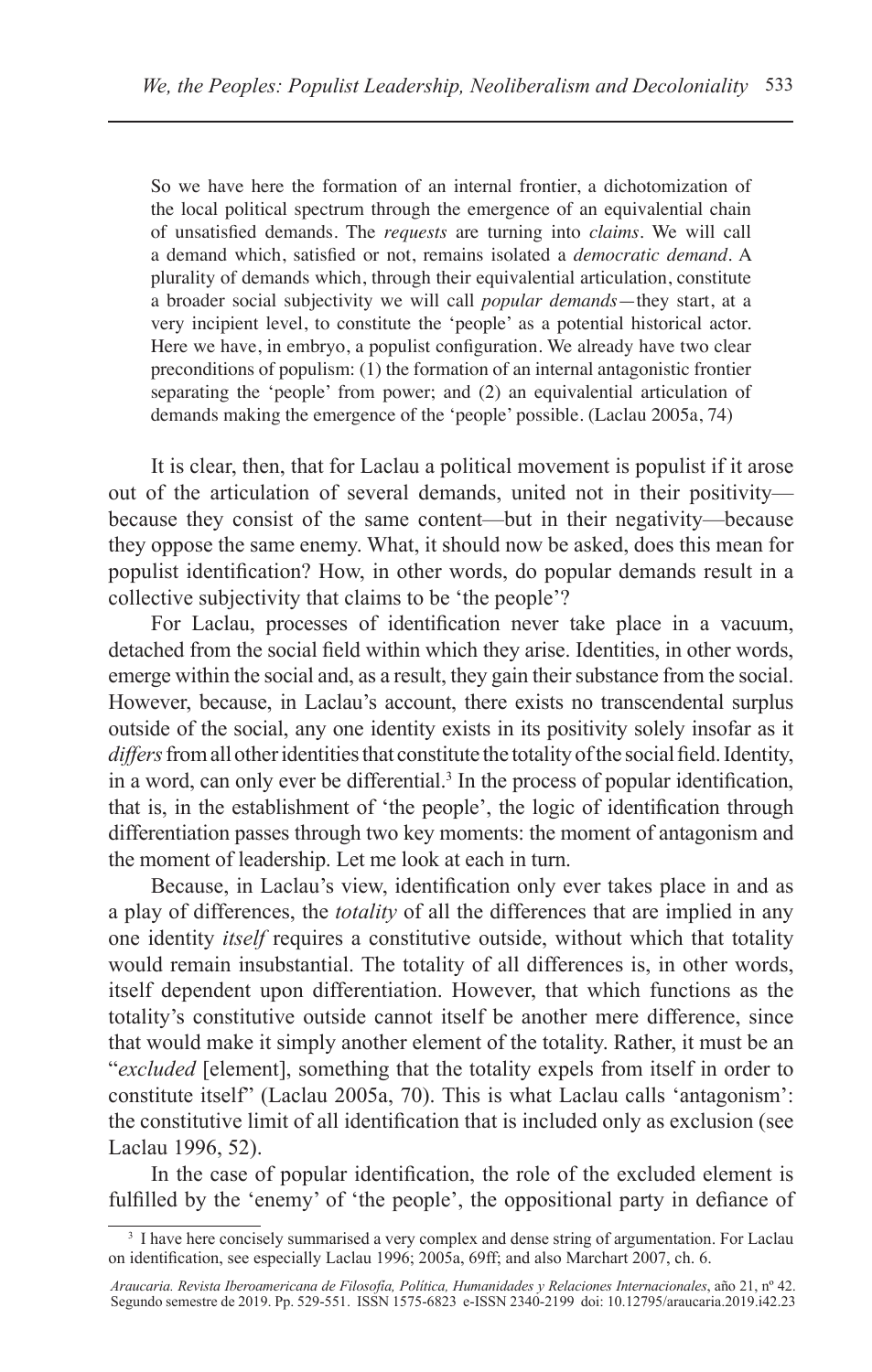> So we have here the formation of an internal frontier, a dichotomization of the local political spectrum through the emergence of an equivalential chain of unsatisfied demands. The *requests* are turning into *claims*. We will call a demand which, satisfied or not, remains isolated a *democratic demand*. A plurality of demands which, through their equivalential articulation, constitute a broader social subjectivity we will call *popular demands*—they start, at a very incipient level, to constitute the 'people' as a potential historical actor. Here we have, in embryo, a populist configuration. We already have two clear preconditions of populism: (1) the formation of an internal antagonistic frontier separating the 'people' from power; and (2) an equivalential articulation of demands making the emergence of the 'people' possible. (Laclau 2005a, 74)

It is clear, then, that for Laclau a political movement is populist if it arose out of the articulation of several demands, united not in their positivity—because they consist of the same content—but in their negativity—because they oppose the same enemy. What, it should now be asked, does this mean for populist identification? How, in other words, do popular demands result in a collective subjectivity that claims to be 'the people'?

For Laclau, processes of identification never take place in a vacuum, detached from the social field within which they arise. Identities, in other words, emerge within the social and, as a result, they gain their substance from the social. However, because, in Laclau's account, there exists no transcendental surplus outside of the social, any one identity exists in its positivity solely insofar as it *differs* from all other identities that constitute the totality of the social field. Identity, in a word, can only ever be differential.[3] In the process of popular identification, that is, in the establishment of 'the people', the logic of identification through differentiation passes through two key moments: the moment of antagonism and the moment of leadership. Let me look at each in turn.

Because, in Laclau's view, identification only ever takes place in and as a play of differences, the *totality* of all the differences that are implied in any one identity *itself* requires a constitutive outside, without which that totality would remain insubstantial. The totality of all differences is, in other words, itself dependent upon differentiation. However, that which functions as the totality's constitutive outside cannot itself be another mere difference, since that would make it simply another element of the totality. Rather, it must be an "*excluded* [element], something that the totality expels from itself in order to constitute itself" (Laclau 2005a, 70). This is what Laclau calls 'antagonism': the constitutive limit of all identification that is included only as exclusion (see Laclau 1996, 52).

In the case of popular identification, the role of the excluded element is fulfilled by the 'enemy' of 'the people', the oppositional party in defiance of

[3] I have here concisely summarised a very complex and dense string of argumentation. For Laclau on identification, see especially Laclau 1996; 2005a, 69ff; and also Marchart 2007, ch. 6.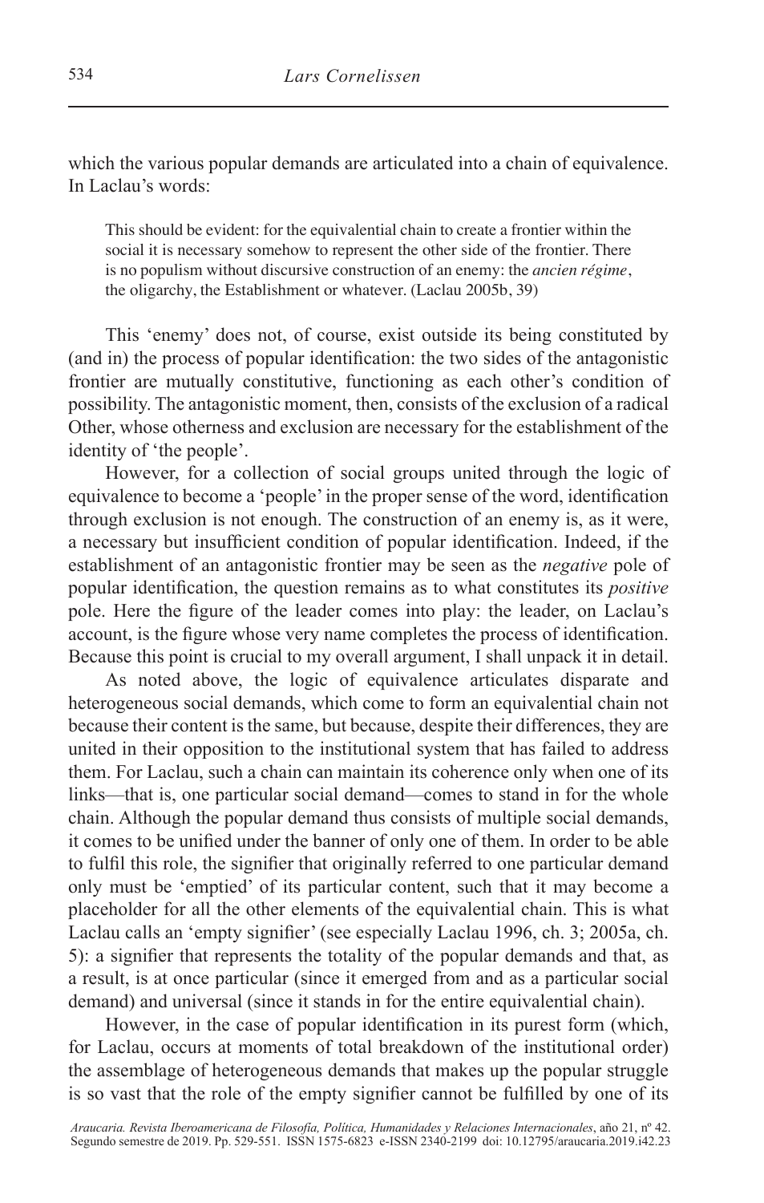which the various popular demands are articulated into a chain of equivalence. In Laclau's words:

> This should be evident: for the equivalential chain to create a frontier within the social it is necessary somehow to represent the other side of the frontier. There is no populism without discursive construction of an enemy: the *ancien régime*, the oligarchy, the Establishment or whatever. (Laclau 2005b, 39)

This 'enemy' does not, of course, exist outside its being constituted by (and in) the process of popular identification: the two sides of the antagonistic frontier are mutually constitutive, functioning as each other's condition of possibility. The antagonistic moment, then, consists of the exclusion of a radical Other, whose otherness and exclusion are necessary for the establishment of the identity of 'the people'.

However, for a collection of social groups united through the logic of equivalence to become a 'people' in the proper sense of the word, identification through exclusion is not enough. The construction of an enemy is, as it were, a necessary but insufficient condition of popular identification. Indeed, if the establishment of an antagonistic frontier may be seen as the *negative* pole of popular identification, the question remains as to what constitutes its *positive* pole. Here the figure of the leader comes into play: the leader, on Laclau's account, is the figure whose very name completes the process of identification. Because this point is crucial to my overall argument, I shall unpack it in detail.

As noted above, the logic of equivalence articulates disparate and heterogeneous social demands, which come to form an equivalential chain not because their content is the same, but because, despite their differences, they are united in their opposition to the institutional system that has failed to address them. For Laclau, such a chain can maintain its coherence only when one of its links—that is, one particular social demand—comes to stand in for the whole chain. Although the popular demand thus consists of multiple social demands, it comes to be unified under the banner of only one of them. In order to be able to fulfil this role, the signifier that originally referred to one particular demand only must be 'emptied' of its particular content, such that it may become a placeholder for all the other elements of the equivalential chain. This is what Laclau calls an 'empty signifier' (see especially Laclau 1996, ch. 3; 2005a, ch. 5): a signifier that represents the totality of the popular demands and that, as a result, is at once particular (since it emerged from and as a particular social demand) and universal (since it stands in for the entire equivalential chain).

However, in the case of popular identification in its purest form (which, for Laclau, occurs at moments of total breakdown of the institutional order) the assemblage of heterogeneous demands that makes up the popular struggle is so vast that the role of the empty signifier cannot be fulfilled by one of its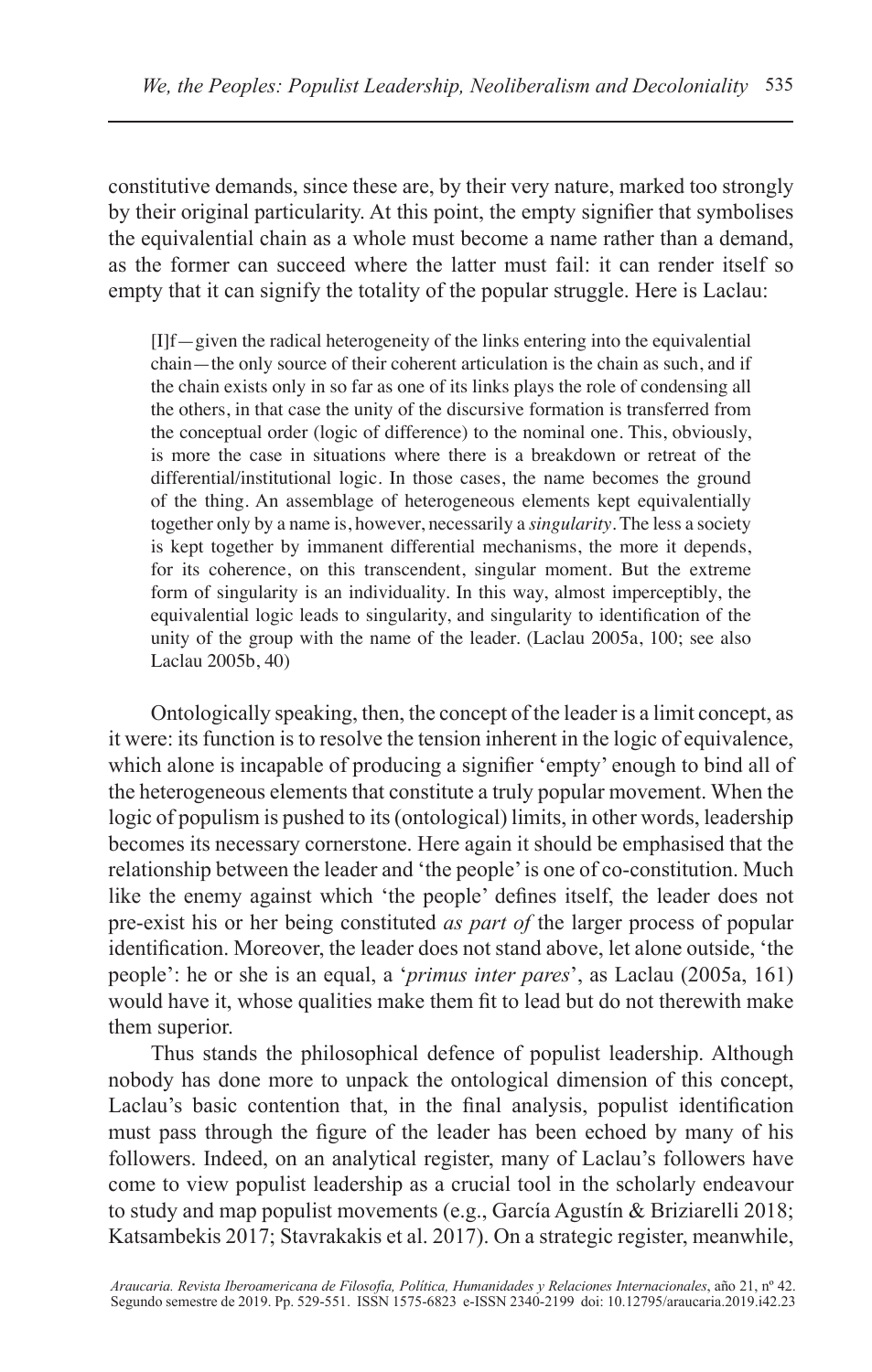constitutive demands, since these are, by their very nature, marked too strongly by their original particularity. At this point, the empty signifier that symbolises the equivalential chain as a whole must become a name rather than a demand, as the former can succeed where the latter must fail: it can render itself so empty that it can signify the totality of the popular struggle. Here is Laclau:

> [I]f—given the radical heterogeneity of the links entering into the equivalential chain—the only source of their coherent articulation is the chain as such, and if the chain exists only in so far as one of its links plays the role of condensing all the others, in that case the unity of the discursive formation is transferred from the conceptual order (logic of difference) to the nominal one. This, obviously, is more the case in situations where there is a breakdown or retreat of the differential/institutional logic. In those cases, the name becomes the ground of the thing. An assemblage of heterogeneous elements kept equivalentially together only by a name is, however, necessarily a *singularity*. The less a society is kept together by immanent differential mechanisms, the more it depends, for its coherence, on this transcendent, singular moment. But the extreme form of singularity is an individuality. In this way, almost imperceptibly, the equivalential logic leads to singularity, and singularity to identification of the unity of the group with the name of the leader. (Laclau 2005a, 100; see also Laclau 2005b, 40)

Ontologically speaking, then, the concept of the leader is a limit concept, as it were: its function is to resolve the tension inherent in the logic of equivalence, which alone is incapable of producing a signifier 'empty' enough to bind all of the heterogeneous elements that constitute a truly popular movement. When the logic of populism is pushed to its (ontological) limits, in other words, leadership becomes its necessary cornerstone. Here again it should be emphasised that the relationship between the leader and 'the people' is one of co-constitution. Much like the enemy against which 'the people' defines itself, the leader does not pre-exist his or her being constituted *as part of* the larger process of popular identification. Moreover, the leader does not stand above, let alone outside, 'the people': he or she is an equal, a '*primus inter pares*', as Laclau (2005a, 161) would have it, whose qualities make them fit to lead but do not therewith make them superior.

Thus stands the philosophical defence of populist leadership. Although nobody has done more to unpack the ontological dimension of this concept, Laclau's basic contention that, in the final analysis, populist identification must pass through the figure of the leader has been echoed by many of his followers. Indeed, on an analytical register, many of Laclau's followers have come to view populist leadership as a crucial tool in the scholarly endeavour to study and map populist movements (e.g., García Agustín & Briziarelli 2018; Katsambekis 2017; Stavrakakis et al. 2017). On a strategic register, meanwhile,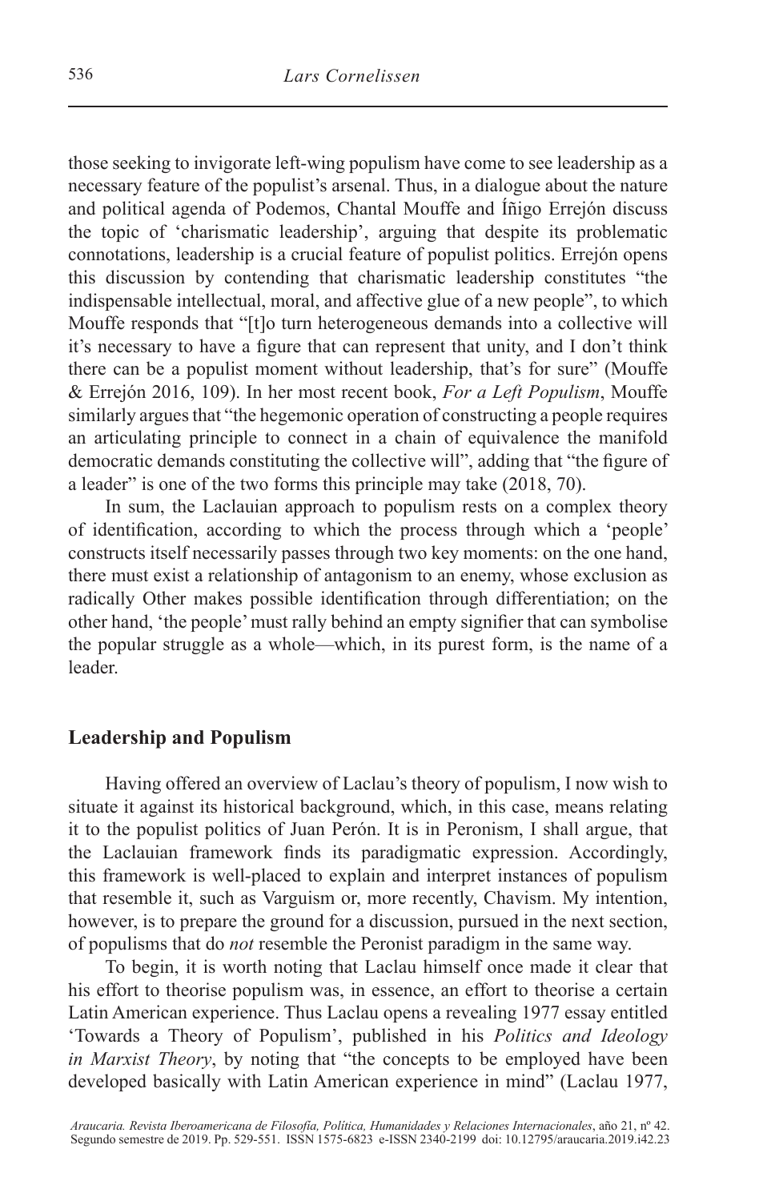those seeking to invigorate left-wing populism have come to see leadership as a necessary feature of the populist's arsenal. Thus, in a dialogue about the nature and political agenda of Podemos, Chantal Mouffe and Íñigo Errejón discuss the topic of 'charismatic leadership', arguing that despite its problematic connotations, leadership is a crucial feature of populist politics. Errejón opens this discussion by contending that charismatic leadership constitutes "the indispensable intellectual, moral, and affective glue of a new people", to which Mouffe responds that "[t]o turn heterogeneous demands into a collective will it's necessary to have a figure that can represent that unity, and I don't think there can be a populist moment without leadership, that's for sure" (Mouffe & Errejón 2016, 109). In her most recent book, *For a Left Populism*, Mouffe similarly argues that "the hegemonic operation of constructing a people requires an articulating principle to connect in a chain of equivalence the manifold democratic demands constituting the collective will", adding that "the figure of a leader" is one of the two forms this principle may take (2018, 70).

In sum, the Laclauian approach to populism rests on a complex theory of identification, according to which the process through which a 'people' constructs itself necessarily passes through two key moments: on the one hand, there must exist a relationship of antagonism to an enemy, whose exclusion as radically Other makes possible identification through differentiation; on the other hand, 'the people' must rally behind an empty signifier that can symbolise the popular struggle as a whole—which, in its purest form, is the name of a leader.

## Leadership and Populism

Having offered an overview of Laclau's theory of populism, I now wish to situate it against its historical background, which, in this case, means relating it to the populist politics of Juan Perón. It is in Peronism, I shall argue, that the Laclauian framework finds its paradigmatic expression. Accordingly, this framework is well-placed to explain and interpret instances of populism that resemble it, such as Varguism or, more recently, Chavism. My intention, however, is to prepare the ground for a discussion, pursued in the next section, of populisms that do *not* resemble the Peronist paradigm in the same way.

To begin, it is worth noting that Laclau himself once made it clear that his effort to theorise populism was, in essence, an effort to theorise a certain Latin American experience. Thus Laclau opens a revealing 1977 essay entitled 'Towards a Theory of Populism', published in his *Politics and Ideology in Marxist Theory*, by noting that "the concepts to be employed have been developed basically with Latin American experience in mind" (Laclau 1977,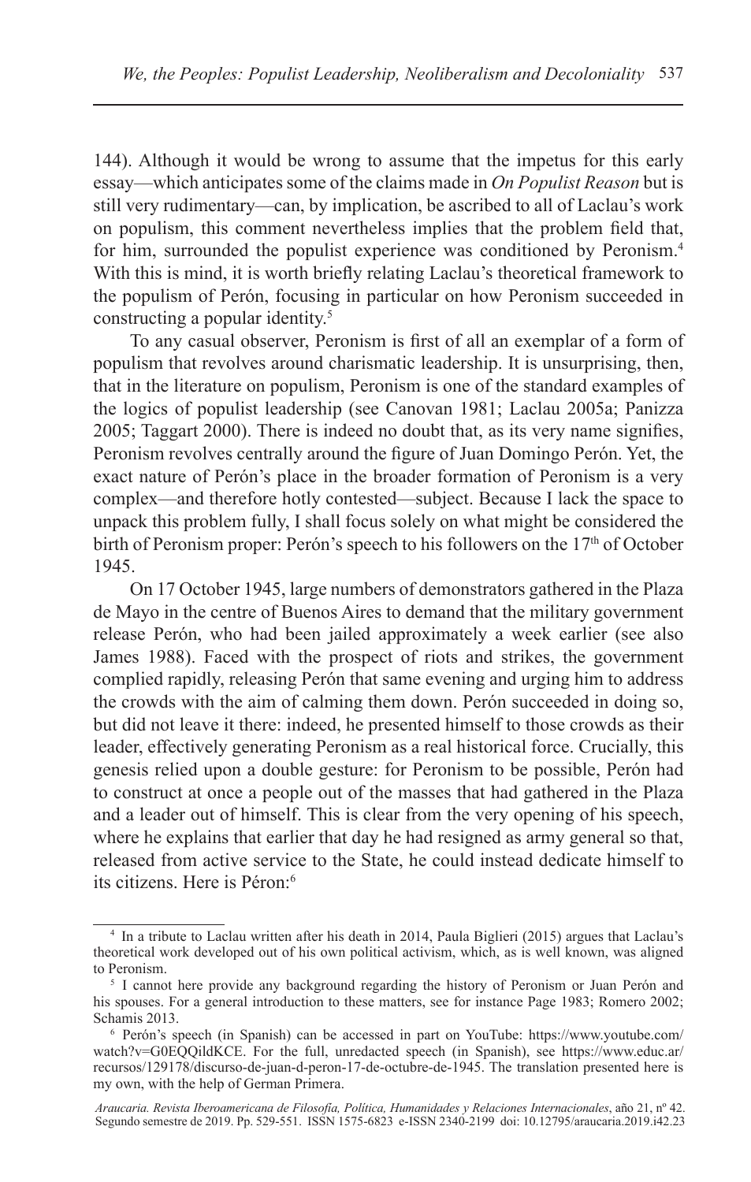144). Although it would be wrong to assume that the impetus for this early essay—which anticipates some of the claims made in *On Populist Reason* but is still very rudimentary—can, by implication, be ascribed to all of Laclau's work on populism, this comment nevertheless implies that the problem field that, for him, surrounded the populist experience was conditioned by Peronism.[4] With this is mind, it is worth briefly relating Laclau's theoretical framework to the populism of Perón, focusing in particular on how Peronism succeeded in constructing a popular identity.[5]

To any casual observer, Peronism is first of all an exemplar of a form of populism that revolves around charismatic leadership. It is unsurprising, then, that in the literature on populism, Peronism is one of the standard examples of the logics of populist leadership (see Canovan 1981; Laclau 2005a; Panizza 2005; Taggart 2000). There is indeed no doubt that, as its very name signifies, Peronism revolves centrally around the figure of Juan Domingo Perón. Yet, the exact nature of Perón's place in the broader formation of Peronism is a very complex—and therefore hotly contested—subject. Because I lack the space to unpack this problem fully, I shall focus solely on what might be considered the birth of Peronism proper: Perón's speech to his followers on the 17th of October 1945.

On 17 October 1945, large numbers of demonstrators gathered in the Plaza de Mayo in the centre of Buenos Aires to demand that the military government release Perón, who had been jailed approximately a week earlier (see also James 1988). Faced with the prospect of riots and strikes, the government complied rapidly, releasing Perón that same evening and urging him to address the crowds with the aim of calming them down. Perón succeeded in doing so, but did not leave it there: indeed, he presented himself to those crowds as their leader, effectively generating Peronism as a real historical force. Crucially, this genesis relied upon a double gesture: for Peronism to be possible, Perón had to construct at once a people out of the masses that had gathered in the Plaza and a leader out of himself. This is clear from the very opening of his speech, where he explains that earlier that day he had resigned as army general so that, released from active service to the State, he could instead dedicate himself to its citizens. Here is Péron:[6]

---

[4] In a tribute to Laclau written after his death in 2014, Paula Biglieri (2015) argues that Laclau's theoretical work developed out of his own political activism, which, as is well known, was aligned to Peronism.

[5] I cannot here provide any background regarding the history of Peronism or Juan Perón and his spouses. For a general introduction to these matters, see for instance Page 1983; Romero 2002; Schamis 2013.

[6] Perón's speech (in Spanish) can be accessed in part on YouTube: https://www.youtube.com/watch?v=G0EQQildKCE. For the full, unredacted speech (in Spanish), see https://www.educ.ar/recursos/129178/discurso-de-juan-d-peron-17-de-octubre-de-1945. The translation presented here is my own, with the help of German Primera.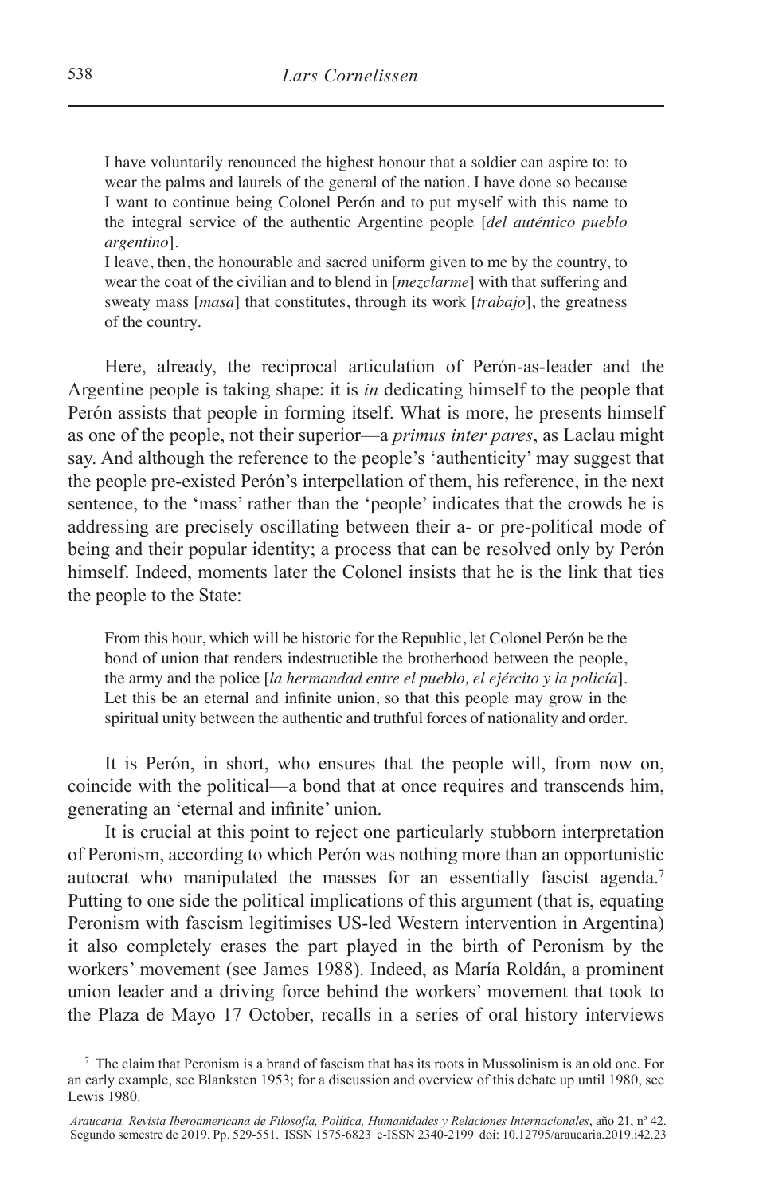> I have voluntarily renounced the highest honour that a soldier can aspire to: to wear the palms and laurels of the general of the nation. I have done so because I want to continue being Colonel Perón and to put myself with this name to the integral service of the authentic Argentine people [*del auténtico pueblo argentino*].
>
> I leave, then, the honourable and sacred uniform given to me by the country, to wear the coat of the civilian and to blend in [*mezclarme*] with that suffering and sweaty mass [*masa*] that constitutes, through its work [*trabajo*], the greatness of the country.

Here, already, the reciprocal articulation of Perón-as-leader and the Argentine people is taking shape: it is *in* dedicating himself to the people that Perón assists that people in forming itself. What is more, he presents himself as one of the people, not their superior—a *primus inter pares*, as Laclau might say. And although the reference to the people's 'authenticity' may suggest that the people pre-existed Perón's interpellation of them, his reference, in the next sentence, to the 'mass' rather than the 'people' indicates that the crowds he is addressing are precisely oscillating between their a- or pre-political mode of being and their popular identity; a process that can be resolved only by Perón himself. Indeed, moments later the Colonel insists that he is the link that ties the people to the State:

> From this hour, which will be historic for the Republic, let Colonel Perón be the bond of union that renders indestructible the brotherhood between the people, the army and the police [*la hermandad entre el pueblo, el ejército y la policía*]. Let this be an eternal and infinite union, so that this people may grow in the spiritual unity between the authentic and truthful forces of nationality and order.

It is Perón, in short, who ensures that the people will, from now on, coincide with the political—a bond that at once requires and transcends him, generating an 'eternal and infinite' union.

It is crucial at this point to reject one particularly stubborn interpretation of Peronism, according to which Perón was nothing more than an opportunistic autocrat who manipulated the masses for an essentially fascist agenda.[7] Putting to one side the political implications of this argument (that is, equating Peronism with fascism legitimises US-led Western intervention in Argentina) it also completely erases the part played in the birth of Peronism by the workers' movement (see James 1988). Indeed, as María Roldán, a prominent union leader and a driving force behind the workers' movement that took to the Plaza de Mayo 17 October, recalls in a series of oral history interviews

---

[7] The claim that Peronism is a brand of fascism that has its roots in Mussolinism is an old one. For an early example, see Blanksten 1953; for a discussion and overview of this debate up until 1980, see Lewis 1980.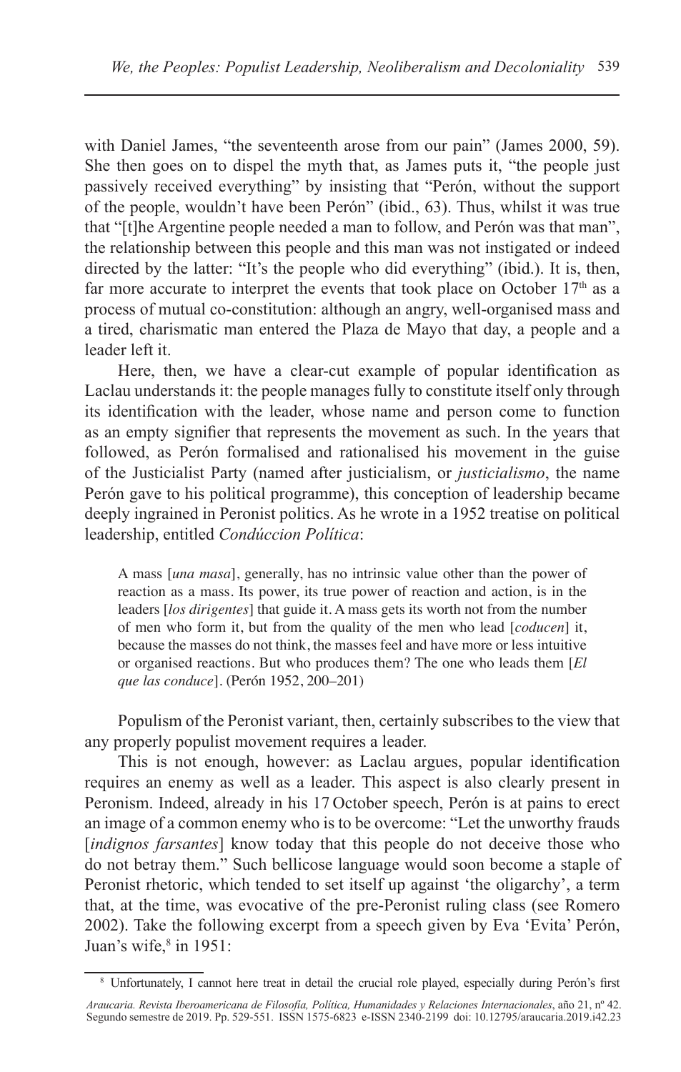with Daniel James, "the seventeenth arose from our pain" (James 2000, 59). She then goes on to dispel the myth that, as James puts it, "the people just passively received everything" by insisting that "Perón, without the support of the people, wouldn't have been Perón" (ibid., 63). Thus, whilst it was true that "[t]he Argentine people needed a man to follow, and Perón was that man", the relationship between this people and this man was not instigated or indeed directed by the latter: "It's the people who did everything" (ibid.). It is, then, far more accurate to interpret the events that took place on October 17th as a process of mutual co-constitution: although an angry, well-organised mass and a tired, charismatic man entered the Plaza de Mayo that day, a people and a leader left it.

Here, then, we have a clear-cut example of popular identification as Laclau understands it: the people manages fully to constitute itself only through its identification with the leader, whose name and person come to function as an empty signifier that represents the movement as such. In the years that followed, as Perón formalised and rationalised his movement in the guise of the Justicialist Party (named after justicialism, or *justicialismo*, the name Perón gave to his political programme), this conception of leadership became deeply ingrained in Peronist politics. As he wrote in a 1952 treatise on political leadership, entitled *Condúccion Política*:

> A mass [*una masa*], generally, has no intrinsic value other than the power of reaction as a mass. Its power, its true power of reaction and action, is in the leaders [*los dirigentes*] that guide it. A mass gets its worth not from the number of men who form it, but from the quality of the men who lead [*coducen*] it, because the masses do not think, the masses feel and have more or less intuitive or organised reactions. But who produces them? The one who leads them [*El que las conduce*]. (Perón 1952, 200–201)

Populism of the Peronist variant, then, certainly subscribes to the view that any properly populist movement requires a leader.

This is not enough, however: as Laclau argues, popular identification requires an enemy as well as a leader. This aspect is also clearly present in Peronism. Indeed, already in his 17 October speech, Perón is at pains to erect an image of a common enemy who is to be overcome: "Let the unworthy frauds [*indignos farsantes*] know today that this people do not deceive those who do not betray them." Such bellicose language would soon become a staple of Peronist rhetoric, which tended to set itself up against 'the oligarchy', a term that, at the time, was evocative of the pre-Peronist ruling class (see Romero 2002). Take the following excerpt from a speech given by Eva 'Evita' Perón, Juan's wife,[8] in 1951:

[8] Unfortunately, I cannot here treat in detail the crucial role played, especially during Perón's first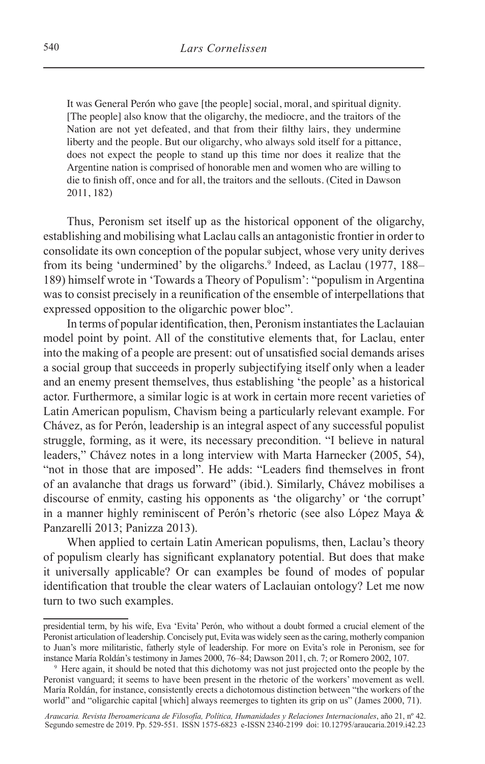> It was General Perón who gave [the people] social, moral, and spiritual dignity. [The people] also know that the oligarchy, the mediocre, and the traitors of the Nation are not yet defeated, and that from their filthy lairs, they undermine liberty and the people. But our oligarchy, who always sold itself for a pittance, does not expect the people to stand up this time nor does it realize that the Argentine nation is comprised of honorable men and women who are willing to die to finish off, once and for all, the traitors and the sellouts. (Cited in Dawson 2011, 182)

Thus, Peronism set itself up as the historical opponent of the oligarchy, establishing and mobilising what Laclau calls an antagonistic frontier in order to consolidate its own conception of the popular subject, whose very unity derives from its being 'undermined' by the oligarchs.[9] Indeed, as Laclau (1977, 188–189) himself wrote in 'Towards a Theory of Populism': "populism in Argentina was to consist precisely in a reunification of the ensemble of interpellations that expressed opposition to the oligarchic power bloc".

In terms of popular identification, then, Peronism instantiates the Laclauian model point by point. All of the constitutive elements that, for Laclau, enter into the making of a people are present: out of unsatisfied social demands arises a social group that succeeds in properly subjectifying itself only when a leader and an enemy present themselves, thus establishing 'the people' as a historical actor. Furthermore, a similar logic is at work in certain more recent varieties of Latin American populism, Chavism being a particularly relevant example. For Chávez, as for Perón, leadership is an integral aspect of any successful populist struggle, forming, as it were, its necessary precondition. "I believe in natural leaders," Chávez notes in a long interview with Marta Harnecker (2005, 54), "not in those that are imposed". He adds: "Leaders find themselves in front of an avalanche that drags us forward" (ibid.). Similarly, Chávez mobilises a discourse of enmity, casting his opponents as 'the oligarchy' or 'the corrupt' in a manner highly reminiscent of Perón's rhetoric (see also López Maya & Panzarelli 2013; Panizza 2013).

When applied to certain Latin American populisms, then, Laclau's theory of populism clearly has significant explanatory potential. But does that make it universally applicable? Or can examples be found of modes of popular identification that trouble the clear waters of Laclauian ontology? Let me now turn to two such examples.

---

presidential term, by his wife, Eva 'Evita' Perón, who without a doubt formed a crucial element of the Peronist articulation of leadership. Concisely put, Evita was widely seen as the caring, motherly companion to Juan's more militaristic, fatherly style of leadership. For more on Evita's role in Peronism, see for instance María Roldán's testimony in James 2000, 76–84; Dawson 2011, ch. 7; or Romero 2002, 107.

[9] Here again, it should be noted that this dichotomy was not just projected onto the people by the Peronist vanguard; it seems to have been present in the rhetoric of the workers' movement as well. María Roldán, for instance, consistently erects a dichotomous distinction between "the workers of the world" and "oligarchic capital [which] always reemerges to tighten its grip on us" (James 2000, 71).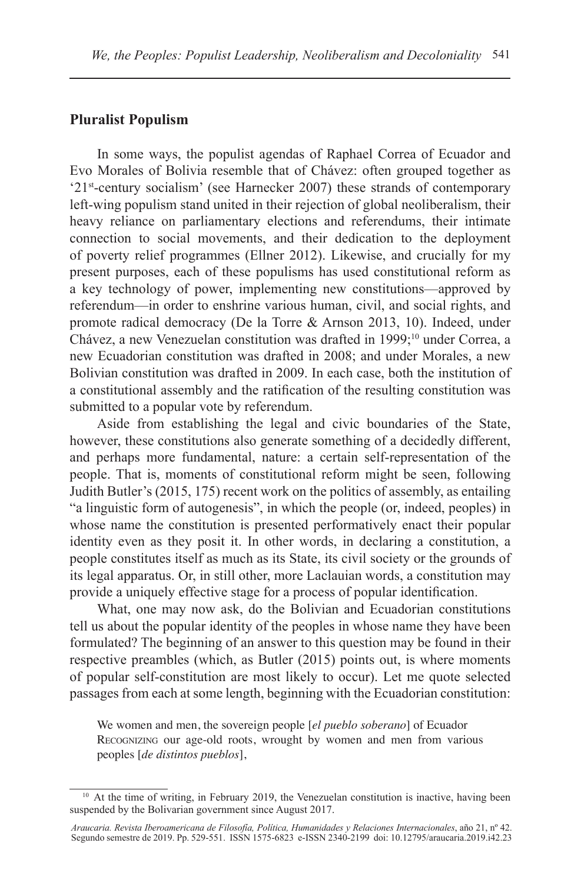## Pluralist Populism

In some ways, the populist agendas of Raphael Correa of Ecuador and Evo Morales of Bolivia resemble that of Chávez: often grouped together as '21st-century socialism' (see Harnecker 2007) these strands of contemporary left-wing populism stand united in their rejection of global neoliberalism, their heavy reliance on parliamentary elections and referendums, their intimate connection to social movements, and their dedication to the deployment of poverty relief programmes (Ellner 2012). Likewise, and crucially for my present purposes, each of these populisms has used constitutional reform as a key technology of power, implementing new constitutions—approved by referendum—in order to enshrine various human, civil, and social rights, and promote radical democracy (De la Torre & Arnson 2013, 10). Indeed, under Chávez, a new Venezuelan constitution was drafted in 1999;[10] under Correa, a new Ecuadorian constitution was drafted in 2008; and under Morales, a new Bolivian constitution was drafted in 2009. In each case, both the institution of a constitutional assembly and the ratification of the resulting constitution was submitted to a popular vote by referendum.

Aside from establishing the legal and civic boundaries of the State, however, these constitutions also generate something of a decidedly different, and perhaps more fundamental, nature: a certain self-representation of the people. That is, moments of constitutional reform might be seen, following Judith Butler's (2015, 175) recent work on the politics of assembly, as entailing "a linguistic form of autogenesis", in which the people (or, indeed, peoples) in whose name the constitution is presented performatively enact their popular identity even as they posit it. In other words, in declaring a constitution, a people constitutes itself as much as its State, its civil society or the grounds of its legal apparatus. Or, in still other, more Laclauian words, a constitution may provide a uniquely effective stage for a process of popular identification.

What, one may now ask, do the Bolivian and Ecuadorian constitutions tell us about the popular identity of the peoples in whose name they have been formulated? The beginning of an answer to this question may be found in their respective preambles (which, as Butler (2015) points out, is where moments of popular self-constitution are most likely to occur). Let me quote selected passages from each at some length, beginning with the Ecuadorian constitution:

> We women and men, the sovereign people [*el pueblo soberano*] of Ecuador
> Recognizing our age-old roots, wrought by women and men from various peoples [*de distintos pueblos*],

[10] At the time of writing, in February 2019, the Venezuelan constitution is inactive, having been suspended by the Bolivarian government since August 2017.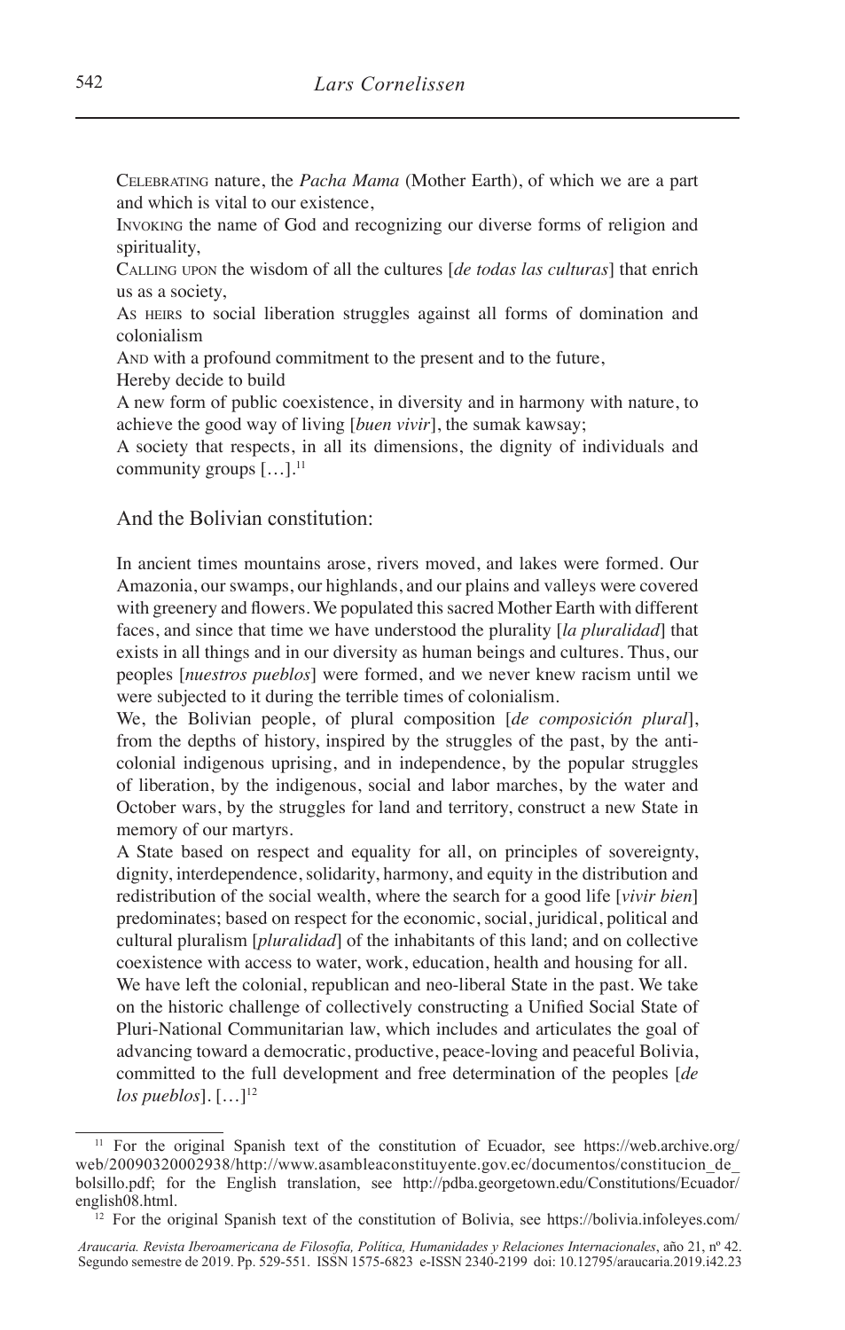Celebrating nature, the *Pacha Mama* (Mother Earth), of which we are a part and which is vital to our existence,
Invoking the name of God and recognizing our diverse forms of religion and spirituality,
Calling upon the wisdom of all the cultures [*de todas las culturas*] that enrich us as a society,
As heirs to social liberation struggles against all forms of domination and colonialism
And with a profound commitment to the present and to the future,
Hereby decide to build
A new form of public coexistence, in diversity and in harmony with nature, to achieve the good way of living [*buen vivir*], the sumak kawsay;
A society that respects, in all its dimensions, the dignity of individuals and community groups […].[11]

And the Bolivian constitution:

In ancient times mountains arose, rivers moved, and lakes were formed. Our Amazonia, our swamps, our highlands, and our plains and valleys were covered with greenery and flowers. We populated this sacred Mother Earth with different faces, and since that time we have understood the plurality [*la pluralidad*] that exists in all things and in our diversity as human beings and cultures. Thus, our peoples [*nuestros pueblos*] were formed, and we never knew racism until we were subjected to it during the terrible times of colonialism.
We, the Bolivian people, of plural composition [*de composición plural*], from the depths of history, inspired by the struggles of the past, by the anti-colonial indigenous uprising, and in independence, by the popular struggles of liberation, by the indigenous, social and labor marches, by the water and October wars, by the struggles for land and territory, construct a new State in memory of our martyrs.
A State based on respect and equality for all, on principles of sovereignty, dignity, interdependence, solidarity, harmony, and equity in the distribution and redistribution of the social wealth, where the search for a good life [*vivir bien*] predominates; based on respect for the economic, social, juridical, political and cultural pluralism [*pluralidad*] of the inhabitants of this land; and on collective coexistence with access to water, work, education, health and housing for all.
We have left the colonial, republican and neo-liberal State in the past. We take on the historic challenge of collectively constructing a Unified Social State of Pluri-National Communitarian law, which includes and articulates the goal of advancing toward a democratic, productive, peace-loving and peaceful Bolivia, committed to the full development and free determination of the peoples [*de los pueblos*]. […][12]

---

[11] For the original Spanish text of the constitution of Ecuador, see https://web.archive.org/web/20090320002938/http://www.asambleaconstituyente.gov.ec/documentos/constitucion_de_bolsillo.pdf; for the English translation, see http://pdba.georgetown.edu/Constitutions/Ecuador/english08.html.

[12] For the original Spanish text of the constitution of Bolivia, see https://bolivia.infoleyes.com/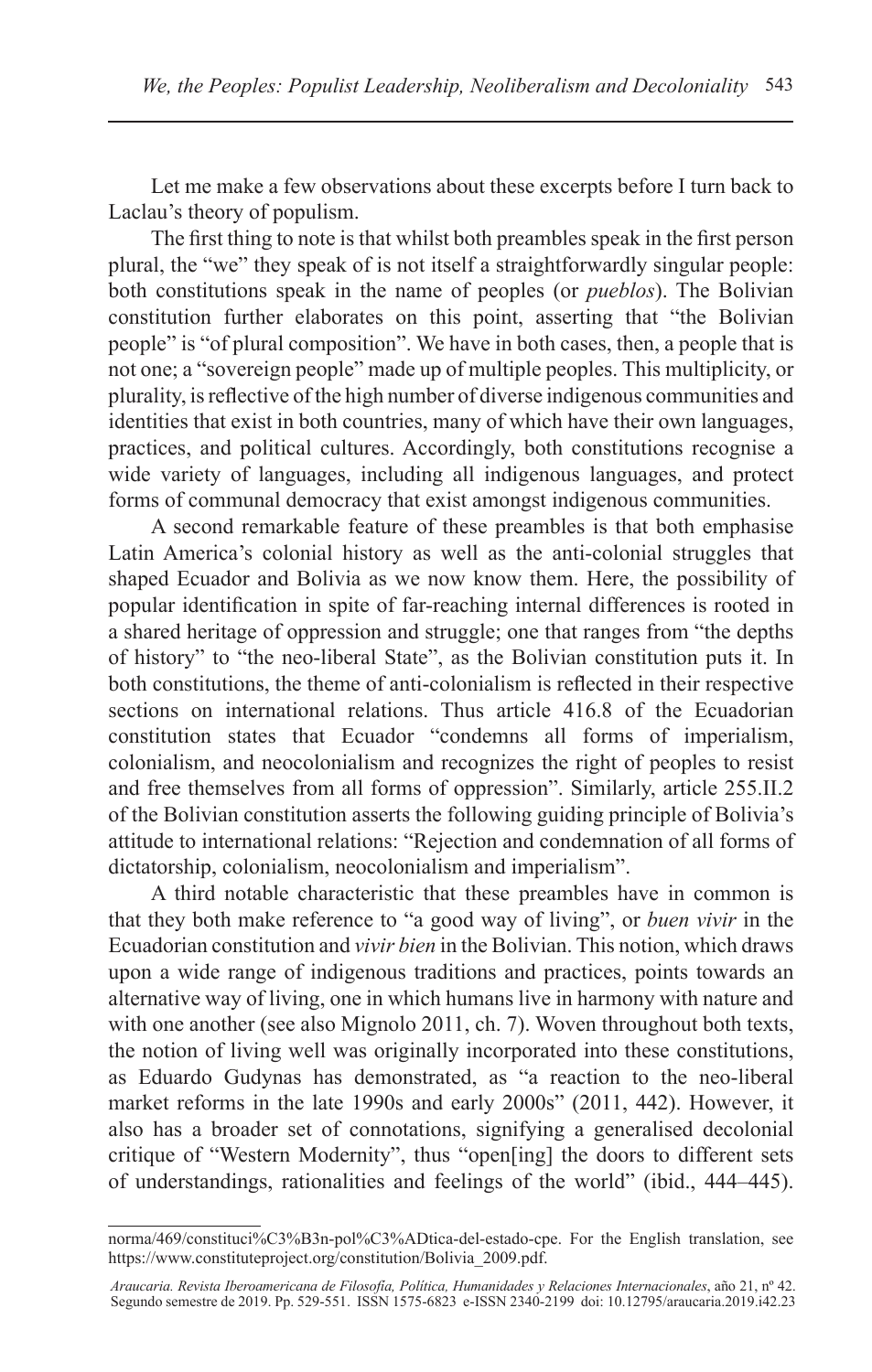Let me make a few observations about these excerpts before I turn back to Laclau's theory of populism.

The first thing to note is that whilst both preambles speak in the first person plural, the "we" they speak of is not itself a straightforwardly singular people: both constitutions speak in the name of peoples (or *pueblos*). The Bolivian constitution further elaborates on this point, asserting that "the Bolivian people" is "of plural composition". We have in both cases, then, a people that is not one; a "sovereign people" made up of multiple peoples. This multiplicity, or plurality, is reflective of the high number of diverse indigenous communities and identities that exist in both countries, many of which have their own languages, practices, and political cultures. Accordingly, both constitutions recognise a wide variety of languages, including all indigenous languages, and protect forms of communal democracy that exist amongst indigenous communities.

A second remarkable feature of these preambles is that both emphasise Latin America's colonial history as well as the anti-colonial struggles that shaped Ecuador and Bolivia as we now know them. Here, the possibility of popular identification in spite of far-reaching internal differences is rooted in a shared heritage of oppression and struggle; one that ranges from "the depths of history" to "the neo-liberal State", as the Bolivian constitution puts it. In both constitutions, the theme of anti-colonialism is reflected in their respective sections on international relations. Thus article 416.8 of the Ecuadorian constitution states that Ecuador "condemns all forms of imperialism, colonialism, and neocolonialism and recognizes the right of peoples to resist and free themselves from all forms of oppression". Similarly, article 255.II.2 of the Bolivian constitution asserts the following guiding principle of Bolivia's attitude to international relations: "Rejection and condemnation of all forms of dictatorship, colonialism, neocolonialism and imperialism".

A third notable characteristic that these preambles have in common is that they both make reference to "a good way of living", or *buen vivir* in the Ecuadorian constitution and *vivir bien* in the Bolivian. This notion, which draws upon a wide range of indigenous traditions and practices, points towards an alternative way of living, one in which humans live in harmony with nature and with one another (see also Mignolo 2011, ch. 7). Woven throughout both texts, the notion of living well was originally incorporated into these constitutions, as Eduardo Gudynas has demonstrated, as "a reaction to the neo-liberal market reforms in the late 1990s and early 2000s" (2011, 442). However, it also has a broader set of connotations, signifying a generalised decolonial critique of "Western Modernity", thus "open[ing] the doors to different sets of understandings, rationalities and feelings of the world" (ibid., 444–445).

---

norma/469/constituci%C3%B3n-pol%C3%ADtica-del-estado-cpe. For the English translation, see https://www.constituteproject.org/constitution/Bolivia_2009.pdf.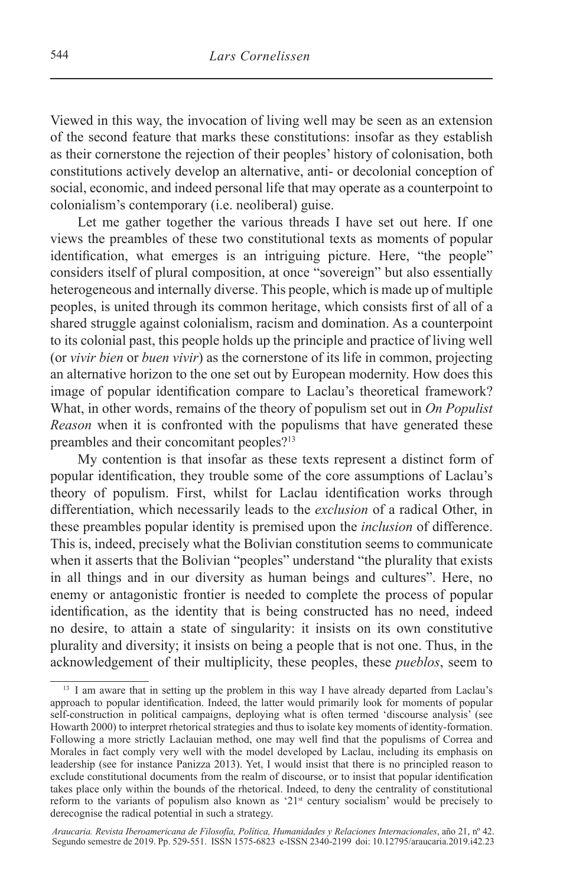Viewed in this way, the invocation of living well may be seen as an extension of the second feature that marks these constitutions: insofar as they establish as their cornerstone the rejection of their peoples' history of colonisation, both constitutions actively develop an alternative, anti- or decolonial conception of social, economic, and indeed personal life that may operate as a counterpoint to colonialism's contemporary (i.e. neoliberal) guise.

Let me gather together the various threads I have set out here. If one views the preambles of these two constitutional texts as moments of popular identification, what emerges is an intriguing picture. Here, "the people" considers itself of plural composition, at once "sovereign" but also essentially heterogeneous and internally diverse. This people, which is made up of multiple peoples, is united through its common heritage, which consists first of all of a shared struggle against colonialism, racism and domination. As a counterpoint to its colonial past, this people holds up the principle and practice of living well (or *vivir bien* or *buen vivir*) as the cornerstone of its life in common, projecting an alternative horizon to the one set out by European modernity. How does this image of popular identification compare to Laclau's theoretical framework? What, in other words, remains of the theory of populism set out in *On Populist Reason* when it is confronted with the populisms that have generated these preambles and their concomitant peoples?[13]

My contention is that insofar as these texts represent a distinct form of popular identification, they trouble some of the core assumptions of Laclau's theory of populism. First, whilst for Laclau identification works through differentiation, which necessarily leads to the *exclusion* of a radical Other, in these preambles popular identity is premised upon the *inclusion* of difference. This is, indeed, precisely what the Bolivian constitution seems to communicate when it asserts that the Bolivian "peoples" understand "the plurality that exists in all things and in our diversity as human beings and cultures". Here, no enemy or antagonistic frontier is needed to complete the process of popular identification, as the identity that is being constructed has no need, indeed no desire, to attain a state of singularity: it insists on its own constitutive plurality and diversity; it insists on being a people that is not one. Thus, in the acknowledgement of their multiplicity, these peoples, these *pueblos*, seem to

---

[13] I am aware that in setting up the problem in this way I have already departed from Laclau's approach to popular identification. Indeed, the latter would primarily look for moments of popular self-construction in political campaigns, deploying what is often termed 'discourse analysis' (see Howarth 2000) to interpret rhetorical strategies and thus to isolate key moments of identity-formation. Following a more strictly Laclauian method, one may well find that the populisms of Correa and Morales in fact comply very well with the model developed by Laclau, including its emphasis on leadership (see for instance Panizza 2013). Yet, I would insist that there is no principled reason to exclude constitutional documents from the realm of discourse, or to insist that popular identification takes place only within the bounds of the rhetorical. Indeed, to deny the centrality of constitutional reform to the variants of populism also known as '21st century socialism' would be precisely to derecognise the radical potential in such a strategy.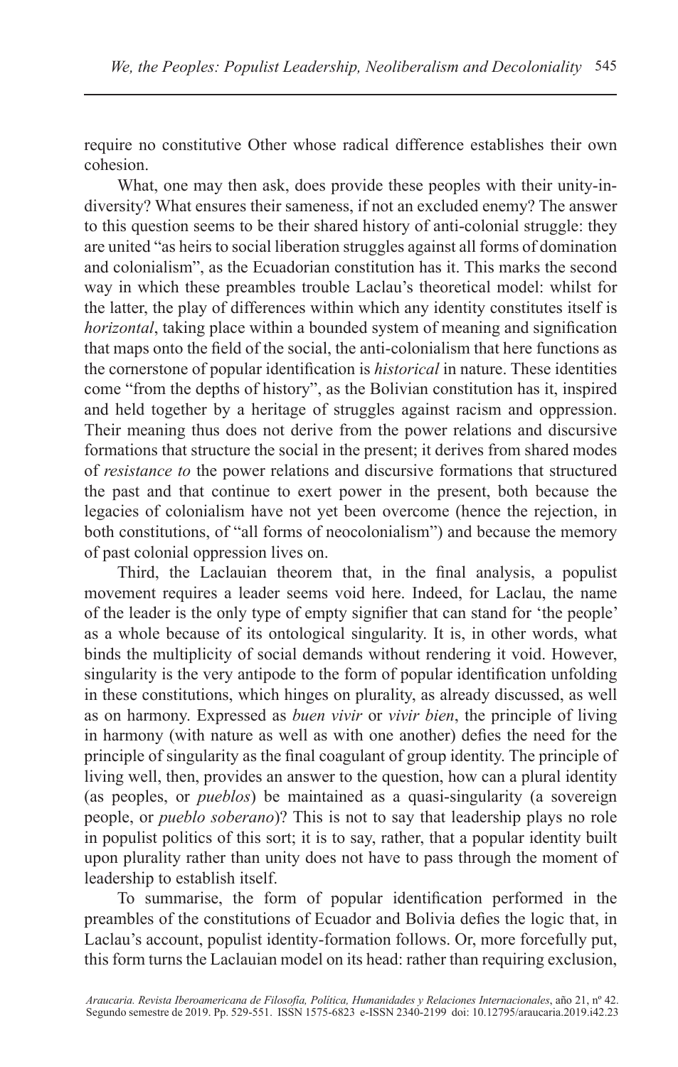require no constitutive Other whose radical difference establishes their own cohesion.

What, one may then ask, does provide these peoples with their unity-in-diversity? What ensures their sameness, if not an excluded enemy? The answer to this question seems to be their shared history of anti-colonial struggle: they are united "as heirs to social liberation struggles against all forms of domination and colonialism", as the Ecuadorian constitution has it. This marks the second way in which these preambles trouble Laclau's theoretical model: whilst for the latter, the play of differences within which any identity constitutes itself is *horizontal*, taking place within a bounded system of meaning and signification that maps onto the field of the social, the anti-colonialism that here functions as the cornerstone of popular identification is *historical* in nature. These identities come "from the depths of history", as the Bolivian constitution has it, inspired and held together by a heritage of struggles against racism and oppression. Their meaning thus does not derive from the power relations and discursive formations that structure the social in the present; it derives from shared modes of *resistance to* the power relations and discursive formations that structured the past and that continue to exert power in the present, both because the legacies of colonialism have not yet been overcome (hence the rejection, in both constitutions, of "all forms of neocolonialism") and because the memory of past colonial oppression lives on.

Third, the Laclauian theorem that, in the final analysis, a populist movement requires a leader seems void here. Indeed, for Laclau, the name of the leader is the only type of empty signifier that can stand for 'the people' as a whole because of its ontological singularity. It is, in other words, what binds the multiplicity of social demands without rendering it void. However, singularity is the very antipode to the form of popular identification unfolding in these constitutions, which hinges on plurality, as already discussed, as well as on harmony. Expressed as *buen vivir* or *vivir bien*, the principle of living in harmony (with nature as well as with one another) defies the need for the principle of singularity as the final coagulant of group identity. The principle of living well, then, provides an answer to the question, how can a plural identity (as peoples, or *pueblos*) be maintained as a quasi-singularity (a sovereign people, or *pueblo soberano*)? This is not to say that leadership plays no role in populist politics of this sort; it is to say, rather, that a popular identity built upon plurality rather than unity does not have to pass through the moment of leadership to establish itself.

To summarise, the form of popular identification performed in the preambles of the constitutions of Ecuador and Bolivia defies the logic that, in Laclau's account, populist identity-formation follows. Or, more forcefully put, this form turns the Laclauian model on its head: rather than requiring exclusion,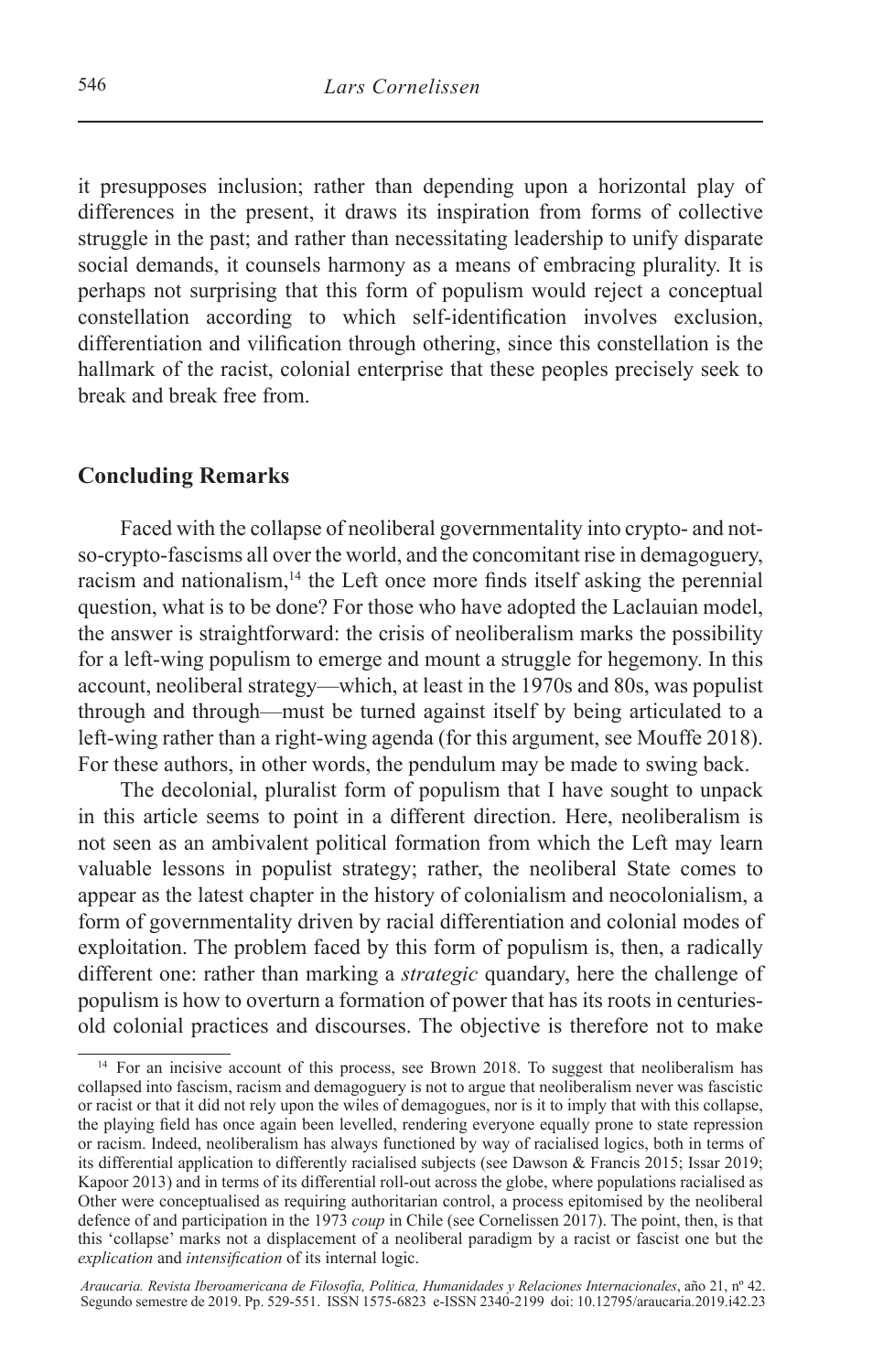it presupposes inclusion; rather than depending upon a horizontal play of differences in the present, it draws its inspiration from forms of collective struggle in the past; and rather than necessitating leadership to unify disparate social demands, it counsels harmony as a means of embracing plurality. It is perhaps not surprising that this form of populism would reject a conceptual constellation according to which self-identification involves exclusion, differentiation and vilification through othering, since this constellation is the hallmark of the racist, colonial enterprise that these peoples precisely seek to break and break free from.

## Concluding Remarks

Faced with the collapse of neoliberal governmentality into crypto- and not-so-crypto-fascisms all over the world, and the concomitant rise in demagoguery, racism and nationalism,[14] the Left once more finds itself asking the perennial question, what is to be done? For those who have adopted the Laclauian model, the answer is straightforward: the crisis of neoliberalism marks the possibility for a left-wing populism to emerge and mount a struggle for hegemony. In this account, neoliberal strategy—which, at least in the 1970s and 80s, was populist through and through—must be turned against itself by being articulated to a left-wing rather than a right-wing agenda (for this argument, see Mouffe 2018). For these authors, in other words, the pendulum may be made to swing back.

The decolonial, pluralist form of populism that I have sought to unpack in this article seems to point in a different direction. Here, neoliberalism is not seen as an ambivalent political formation from which the Left may learn valuable lessons in populist strategy; rather, the neoliberal State comes to appear as the latest chapter in the history of colonialism and neocolonialism, a form of governmentality driven by racial differentiation and colonial modes of exploitation. The problem faced by this form of populism is, then, a radically different one: rather than marking a *strategic* quandary, here the challenge of populism is how to overturn a formation of power that has its roots in centuries-old colonial practices and discourses. The objective is therefore not to make

[14] For an incisive account of this process, see Brown 2018. To suggest that neoliberalism has collapsed into fascism, racism and demagoguery is not to argue that neoliberalism never was fascistic or racist or that it did not rely upon the wiles of demagogues, nor is it to imply that with this collapse, the playing field has once again been levelled, rendering everyone equally prone to state repression or racism. Indeed, neoliberalism has always functioned by way of racialised logics, both in terms of its differential application to differently racialised subjects (see Dawson & Francis 2015; Issar 2019; Kapoor 2013) and in terms of its differential roll-out across the globe, where populations racialised as Other were conceptualised as requiring authoritarian control, a process epitomised by the neoliberal defence of and participation in the 1973 *coup* in Chile (see Cornelissen 2017). The point, then, is that this 'collapse' marks not a displacement of a neoliberal paradigm by a racist or fascist one but the *explication* and *intensification* of its internal logic.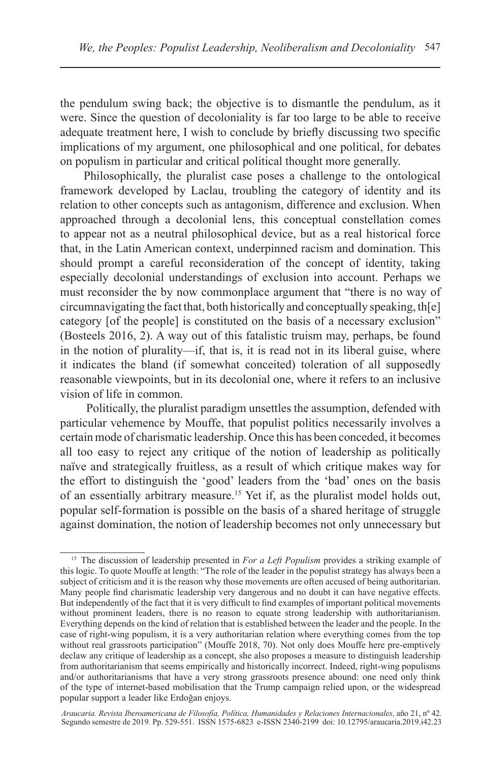the pendulum swing back; the objective is to dismantle the pendulum, as it were. Since the question of decoloniality is far too large to be able to receive adequate treatment here, I wish to conclude by briefly discussing two specific implications of my argument, one philosophical and one political, for debates on populism in particular and critical political thought more generally.

Philosophically, the pluralist case poses a challenge to the ontological framework developed by Laclau, troubling the category of identity and its relation to other concepts such as antagonism, difference and exclusion. When approached through a decolonial lens, this conceptual constellation comes to appear not as a neutral philosophical device, but as a real historical force that, in the Latin American context, underpinned racism and domination. This should prompt a careful reconsideration of the concept of identity, taking especially decolonial understandings of exclusion into account. Perhaps we must reconsider the by now commonplace argument that "there is no way of circumnavigating the fact that, both historically and conceptually speaking, th[e] category [of the people] is constituted on the basis of a necessary exclusion" (Bosteels 2016, 2). A way out of this fatalistic truism may, perhaps, be found in the notion of plurality—if, that is, it is read not in its liberal guise, where it indicates the bland (if somewhat conceited) toleration of all supposedly reasonable viewpoints, but in its decolonial one, where it refers to an inclusive vision of life in common.

Politically, the pluralist paradigm unsettles the assumption, defended with particular vehemence by Mouffe, that populist politics necessarily involves a certain mode of charismatic leadership. Once this has been conceded, it becomes all too easy to reject any critique of the notion of leadership as politically naïve and strategically fruitless, as a result of which critique makes way for the effort to distinguish the 'good' leaders from the 'bad' ones on the basis of an essentially arbitrary measure.[15] Yet if, as the pluralist model holds out, popular self-formation is possible on the basis of a shared heritage of struggle against domination, the notion of leadership becomes not only unnecessary but

---

[15] The discussion of leadership presented in *For a Left Populism* provides a striking example of this logic. To quote Mouffe at length: "The role of the leader in the populist strategy has always been a subject of criticism and it is the reason why those movements are often accused of being authoritarian. Many people find charismatic leadership very dangerous and no doubt it can have negative effects. But independently of the fact that it is very difficult to find examples of important political movements without prominent leaders, there is no reason to equate strong leadership with authoritarianism. Everything depends on the kind of relation that is established between the leader and the people. In the case of right-wing populism, it is a very authoritarian relation where everything comes from the top without real grassroots participation" (Mouffe 2018, 70). Not only does Mouffe here pre-emptively declaw any critique of leadership as a concept, she also proposes a measure to distinguish leadership from authoritarianism that seems empirically and historically incorrect. Indeed, right-wing populisms and/or authoritarianisms that have a very strong grassroots presence abound: one need only think of the type of internet-based mobilisation that the Trump campaign relied upon, or the widespread popular support a leader like Erdoğan enjoys.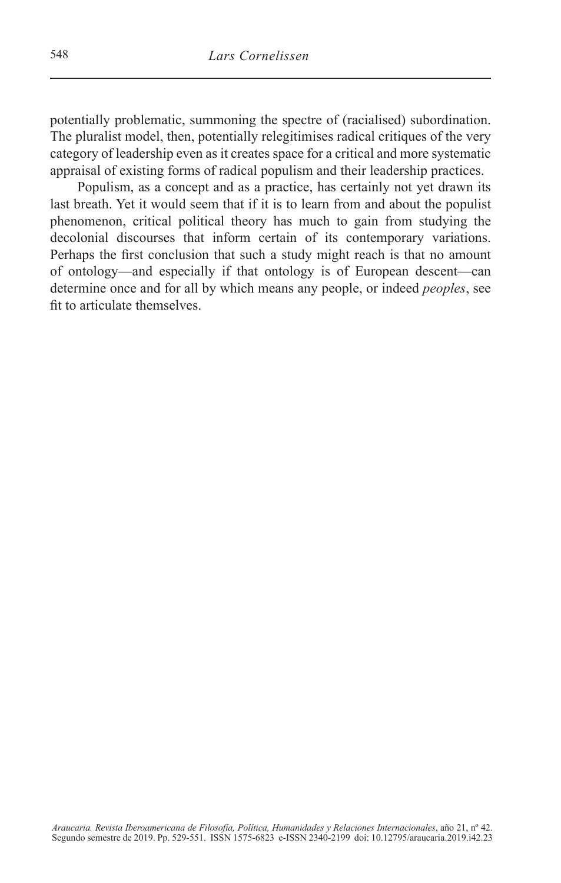potentially problematic, summoning the spectre of (racialised) subordination. The pluralist model, then, potentially relegitimises radical critiques of the very category of leadership even as it creates space for a critical and more systematic appraisal of existing forms of radical populism and their leadership practices.

Populism, as a concept and as a practice, has certainly not yet drawn its last breath. Yet it would seem that if it is to learn from and about the populist phenomenon, critical political theory has much to gain from studying the decolonial discourses that inform certain of its contemporary variations. Perhaps the first conclusion that such a study might reach is that no amount of ontology—and especially if that ontology is of European descent—can determine once and for all by which means any people, or indeed *peoples*, see fit to articulate themselves.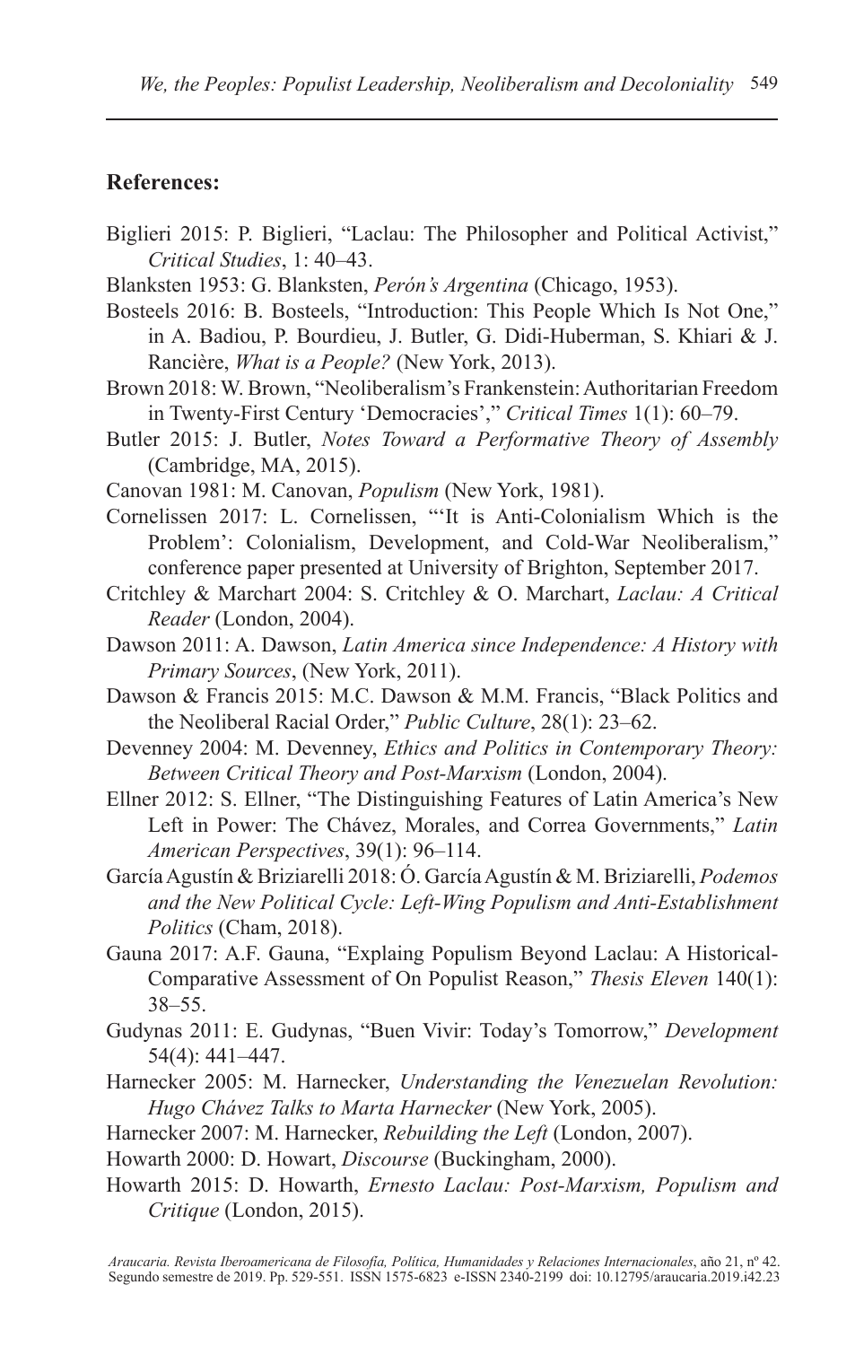**References:**

Biglieri 2015: P. Biglieri, "Laclau: The Philosopher and Political Activist," *Critical Studies*, 1: 40–43.

Blanksten 1953: G. Blanksten, *Perón's Argentina* (Chicago, 1953).

Bosteels 2016: B. Bosteels, "Introduction: This People Which Is Not One," in A. Badiou, P. Bourdieu, J. Butler, G. Didi-Huberman, S. Khiari & J. Rancière, *What is a People?* (New York, 2013).

Brown 2018: W. Brown, "Neoliberalism's Frankenstein: Authoritarian Freedom in Twenty-First Century 'Democracies'," *Critical Times* 1(1): 60–79.

Butler 2015: J. Butler, *Notes Toward a Performative Theory of Assembly* (Cambridge, MA, 2015).

Canovan 1981: M. Canovan, *Populism* (New York, 1981).

Cornelissen 2017: L. Cornelissen, "'It is Anti-Colonialism Which is the Problem': Colonialism, Development, and Cold-War Neoliberalism," conference paper presented at University of Brighton, September 2017.

Critchley & Marchart 2004: S. Critchley & O. Marchart, *Laclau: A Critical Reader* (London, 2004).

Dawson 2011: A. Dawson, *Latin America since Independence: A History with Primary Sources*, (New York, 2011).

Dawson & Francis 2015: M.C. Dawson & M.M. Francis, "Black Politics and the Neoliberal Racial Order," *Public Culture*, 28(1): 23–62.

Devenney 2004: M. Devenney, *Ethics and Politics in Contemporary Theory: Between Critical Theory and Post-Marxism* (London, 2004).

Ellner 2012: S. Ellner, "The Distinguishing Features of Latin America's New Left in Power: The Chávez, Morales, and Correa Governments," *Latin American Perspectives*, 39(1): 96–114.

García Agustín & Briziarelli 2018: Ó. García Agustín & M. Briziarelli, *Podemos and the New Political Cycle: Left-Wing Populism and Anti-Establishment Politics* (Cham, 2018).

Gauna 2017: A.F. Gauna, "Explaing Populism Beyond Laclau: A Historical-Comparative Assessment of On Populist Reason," *Thesis Eleven* 140(1): 38–55.

Gudynas 2011: E. Gudynas, "Buen Vivir: Today's Tomorrow," *Development* 54(4): 441–447.

Harnecker 2005: M. Harnecker, *Understanding the Venezuelan Revolution: Hugo Chávez Talks to Marta Harnecker* (New York, 2005).

Harnecker 2007: M. Harnecker, *Rebuilding the Left* (London, 2007).

Howarth 2000: D. Howart, *Discourse* (Buckingham, 2000).

Howarth 2015: D. Howarth, *Ernesto Laclau: Post-Marxism, Populism and Critique* (London, 2015).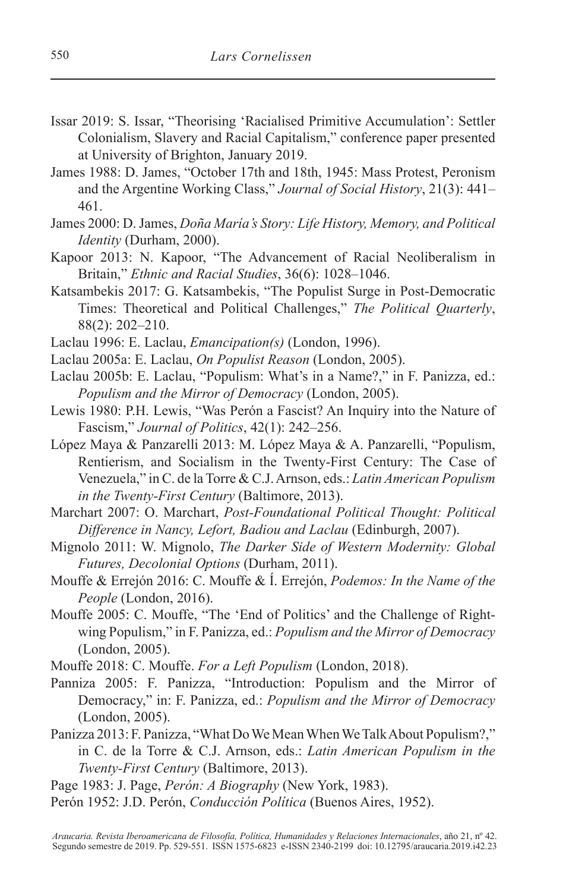Issar 2019: S. Issar, "Theorising 'Racialised Primitive Accumulation': Settler Colonialism, Slavery and Racial Capitalism," conference paper presented at University of Brighton, January 2019.

James 1988: D. James, "October 17th and 18th, 1945: Mass Protest, Peronism and the Argentine Working Class," *Journal of Social History*, 21(3): 441–461.

James 2000: D. James, *Doña María's Story: Life History, Memory, and Political Identity* (Durham, 2000).

Kapoor 2013: N. Kapoor, "The Advancement of Racial Neoliberalism in Britain," *Ethnic and Racial Studies*, 36(6): 1028–1046.

Katsambekis 2017: G. Katsambekis, "The Populist Surge in Post-Democratic Times: Theoretical and Political Challenges," *The Political Quarterly*, 88(2): 202–210.

Laclau 1996: E. Laclau, *Emancipation(s)* (London, 1996).

Laclau 2005a: E. Laclau, *On Populist Reason* (London, 2005).

Laclau 2005b: E. Laclau, "Populism: What's in a Name?," in F. Panizza, ed.: *Populism and the Mirror of Democracy* (London, 2005).

Lewis 1980: P.H. Lewis, "Was Perón a Fascist? An Inquiry into the Nature of Fascism," *Journal of Politics*, 42(1): 242–256.

López Maya & Panzarelli 2013: M. López Maya & A. Panzarelli, "Populism, Rentierism, and Socialism in the Twenty-First Century: The Case of Venezuela," in C. de la Torre & C.J. Arnson, eds.: *Latin American Populism in the Twenty-First Century* (Baltimore, 2013).

Marchart 2007: O. Marchart, *Post-Foundational Political Thought: Political Difference in Nancy, Lefort, Badiou and Laclau* (Edinburgh, 2007).

Mignolo 2011: W. Mignolo, *The Darker Side of Western Modernity: Global Futures, Decolonial Options* (Durham, 2011).

Mouffe & Errejón 2016: C. Mouffe & Í. Errejón, *Podemos: In the Name of the People* (London, 2016).

Mouffe 2005: C. Mouffe, "The 'End of Politics' and the Challenge of Right-wing Populism," in F. Panizza, ed.: *Populism and the Mirror of Democracy* (London, 2005).

Mouffe 2018: C. Mouffe. *For a Left Populism* (London, 2018).

Panniza 2005: F. Panizza, "Introduction: Populism and the Mirror of Democracy," in: F. Panizza, ed.: *Populism and the Mirror of Democracy* (London, 2005).

Panizza 2013: F. Panizza, "What Do We Mean When We Talk About Populism?," in C. de la Torre & C.J. Arnson, eds.: *Latin American Populism in the Twenty-First Century* (Baltimore, 2013).

Page 1983: J. Page, *Perón: A Biography* (New York, 1983).

Perón 1952: J.D. Perón, *Conducción Política* (Buenos Aires, 1952).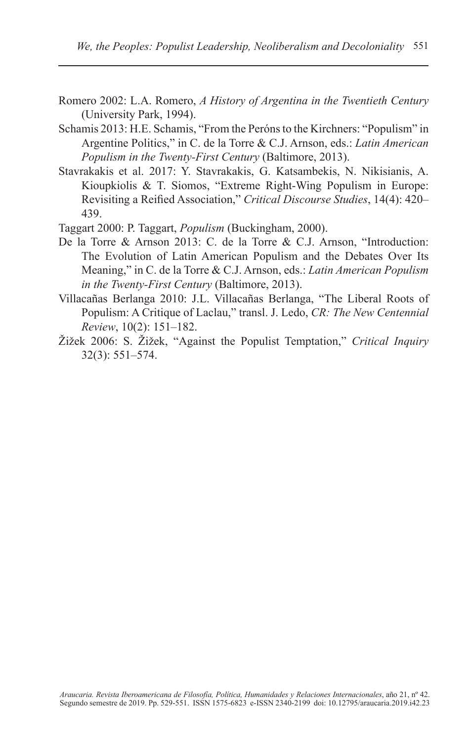Romero 2002: L.A. Romero, *A History of Argentina in the Twentieth Century* (University Park, 1994).

Schamis 2013: H.E. Schamis, "From the Peróns to the Kirchners: "Populism" in Argentine Politics," in C. de la Torre & C.J. Arnson, eds.: *Latin American Populism in the Twenty-First Century* (Baltimore, 2013).

Stavrakakis et al. 2017: Y. Stavrakakis, G. Katsambekis, N. Nikisianis, A. Kioupkiolis & T. Siomos, "Extreme Right-Wing Populism in Europe: Revisiting a Reified Association," *Critical Discourse Studies*, 14(4): 420–439.

Taggart 2000: P. Taggart, *Populism* (Buckingham, 2000).

De la Torre & Arnson 2013: C. de la Torre & C.J. Arnson, "Introduction: The Evolution of Latin American Populism and the Debates Over Its Meaning," in C. de la Torre & C.J. Arnson, eds.: *Latin American Populism in the Twenty-First Century* (Baltimore, 2013).

Villacañas Berlanga 2010: J.L. Villacañas Berlanga, "The Liberal Roots of Populism: A Critique of Laclau," transl. J. Ledo, *CR: The New Centennial Review*, 10(2): 151–182.

Žižek 2006: S. Žižek, "Against the Populist Temptation," *Critical Inquiry* 32(3): 551–574.